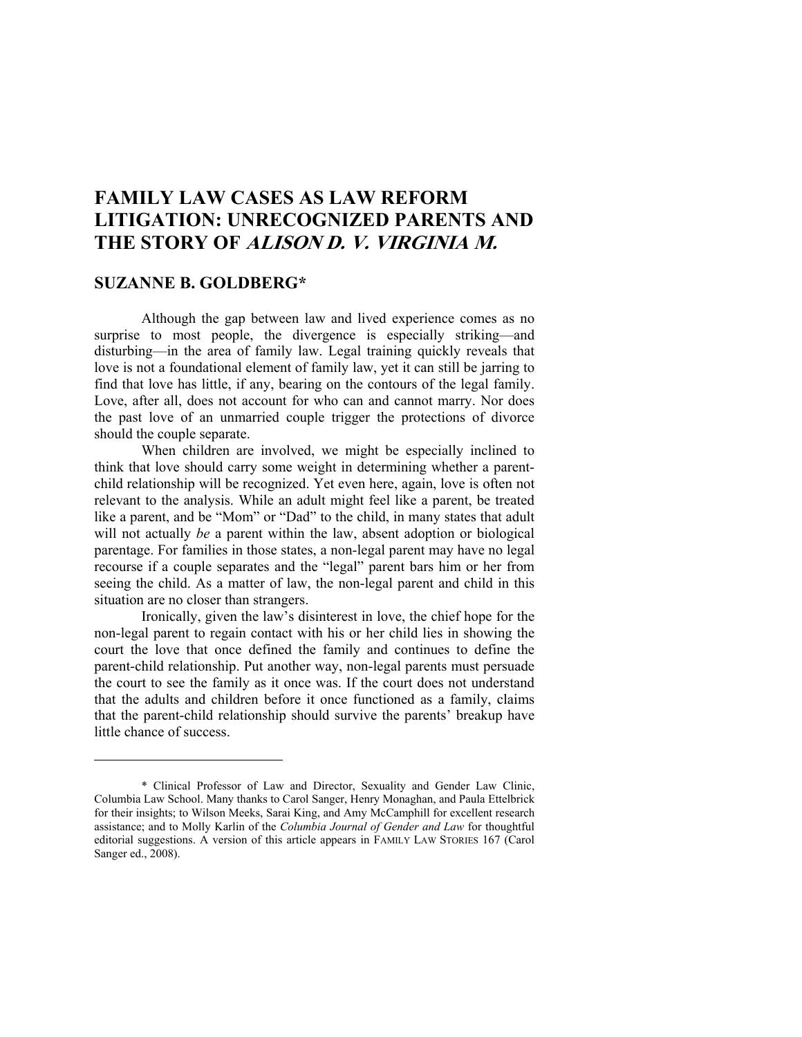# FAMILY LAW CASES AS LAW REFORM LITIGATION: UNRECOGNIZED PARENTS AND THE STORY OF *ALISON D. V. VIRGINIA M.*

## SUZANNE B. GOLDBERG*

Although the gap between law and lived experience comes as no surprise to most people, the divergence is especially striking—and disturbing—in the area of family law. Legal training quickly reveals that love is not a foundational element of family law, yet it can still be jarring to find that love has little, if any, bearing on the contours of the legal family. Love, after all, does not account for who can and cannot marry. Nor does the past love of an unmarried couple trigger the protections of divorce should the couple separate.

When children are involved, we might be especially inclined to think that love should carry some weight in determining whether a parent-child relationship will be recognized. Yet even here, again, love is often not relevant to the analysis. While an adult might feel like a parent, be treated like a parent, and be "Mom" or "Dad" to the child, in many states that adult will not actually *be* a parent within the law, absent adoption or biological parentage. For families in those states, a non-legal parent may have no legal recourse if a couple separates and the "legal" parent bars him or her from seeing the child. As a matter of law, the non-legal parent and child in this situation are no closer than strangers.

Ironically, given the law's disinterest in love, the chief hope for the non-legal parent to regain contact with his or her child lies in showing the court the love that once defined the family and continues to define the parent-child relationship. Put another way, non-legal parents must persuade the court to see the family as it once was. If the court does not understand that the adults and children before it once functioned as a family, claims that the parent-child relationship should survive the parents' breakup have little chance of success.

---

\* Clinical Professor of Law and Director, Sexuality and Gender Law Clinic, Columbia Law School. Many thanks to Carol Sanger, Henry Monaghan, and Paula Ettelbrick for their insights; to Wilson Meeks, Sarai King, and Amy McCamphill for excellent research assistance; and to Molly Karlin of the *Columbia Journal of Gender and Law* for thoughtful editorial suggestions. A version of this article appears in FAMILY LAW STORIES 167 (Carol Sanger ed., 2008).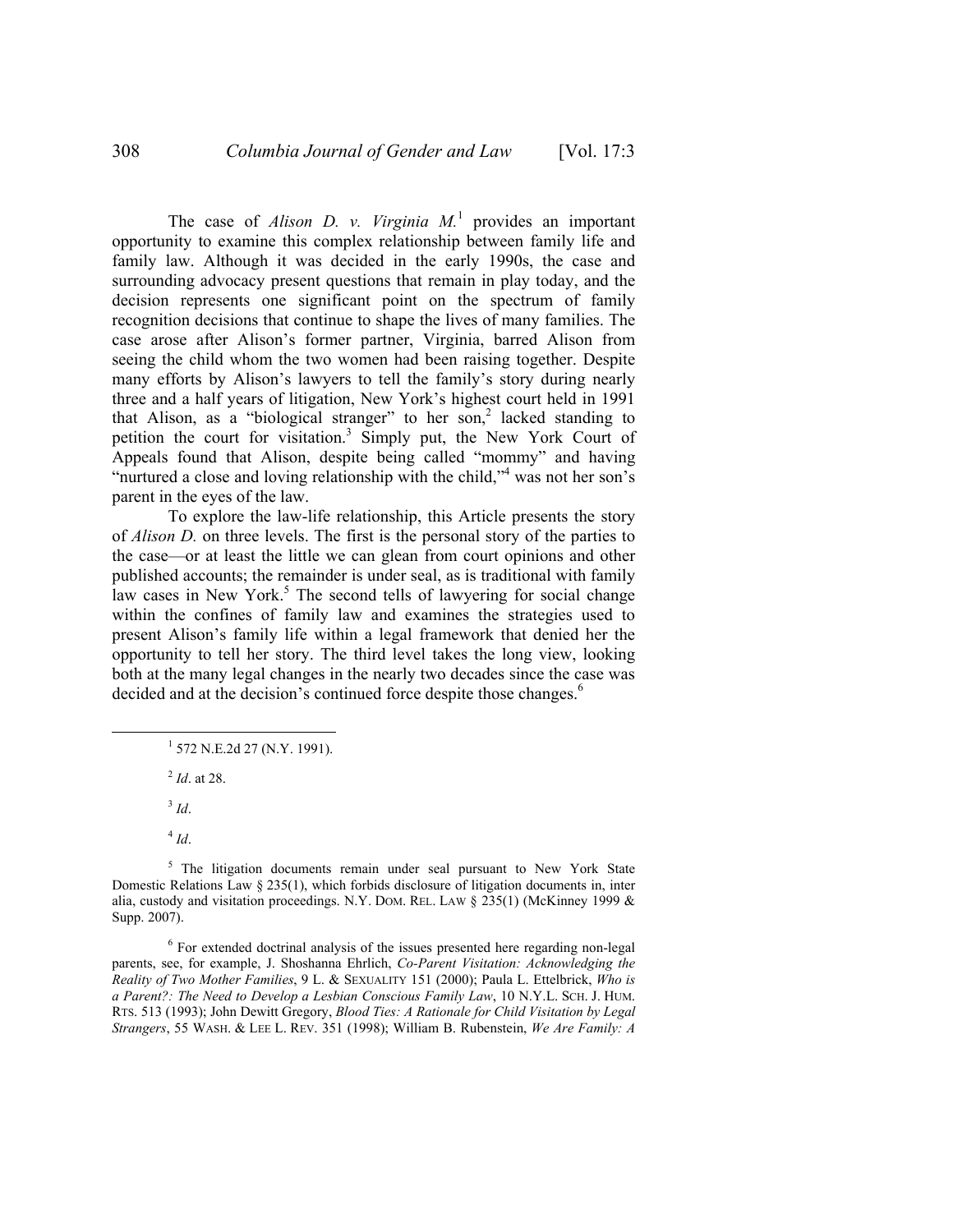The case of *Alison D. v. Virginia M.*[1] provides an important opportunity to examine this complex relationship between family life and family law. Although it was decided in the early 1990s, the case and surrounding advocacy present questions that remain in play today, and the decision represents one significant point on the spectrum of family recognition decisions that continue to shape the lives of many families. The case arose after Alison's former partner, Virginia, barred Alison from seeing the child whom the two women had been raising together. Despite many efforts by Alison's lawyers to tell the family's story during nearly three and a half years of litigation, New York's highest court held in 1991 that Alison, as a "biological stranger" to her son,[2] lacked standing to petition the court for visitation.[3] Simply put, the New York Court of Appeals found that Alison, despite being called "mommy" and having "nurtured a close and loving relationship with the child,"[4] was not her son's parent in the eyes of the law.

To explore the law-life relationship, this Article presents the story of *Alison D.* on three levels. The first is the personal story of the parties to the case—or at least the little we can glean from court opinions and other published accounts; the remainder is under seal, as is traditional with family law cases in New York.[5] The second tells of lawyering for social change within the confines of family law and examines the strategies used to present Alison's family life within a legal framework that denied her the opportunity to tell her story. The third level takes the long view, looking both at the many legal changes in the nearly two decades since the case was decided and at the decision's continued force despite those changes.[6]

---

[1] 572 N.E.2d 27 (N.Y. 1991).

[2] *Id*. at 28.

[3] *Id*.

[4] *Id*.

[5] The litigation documents remain under seal pursuant to New York State Domestic Relations Law § 235(1), which forbids disclosure of litigation documents in, inter alia, custody and visitation proceedings. N.Y. DOM. REL. LAW § 235(1) (McKinney 1999 & Supp. 2007).

[6] For extended doctrinal analysis of the issues presented here regarding non-legal parents, see, for example, J. Shoshanna Ehrlich, *Co-Parent Visitation: Acknowledging the Reality of Two Mother Families*, 9 L. & SEXUALITY 151 (2000); Paula L. Ettelbrick, *Who is a Parent?: The Need to Develop a Lesbian Conscious Family Law*, 10 N.Y.L. SCH. J. HUM. RTS. 513 (1993); John Dewitt Gregory, *Blood Ties: A Rationale for Child Visitation by Legal Strangers*, 55 WASH. & LEE L. REV. 351 (1998); William B. Rubenstein, *We Are Family: A*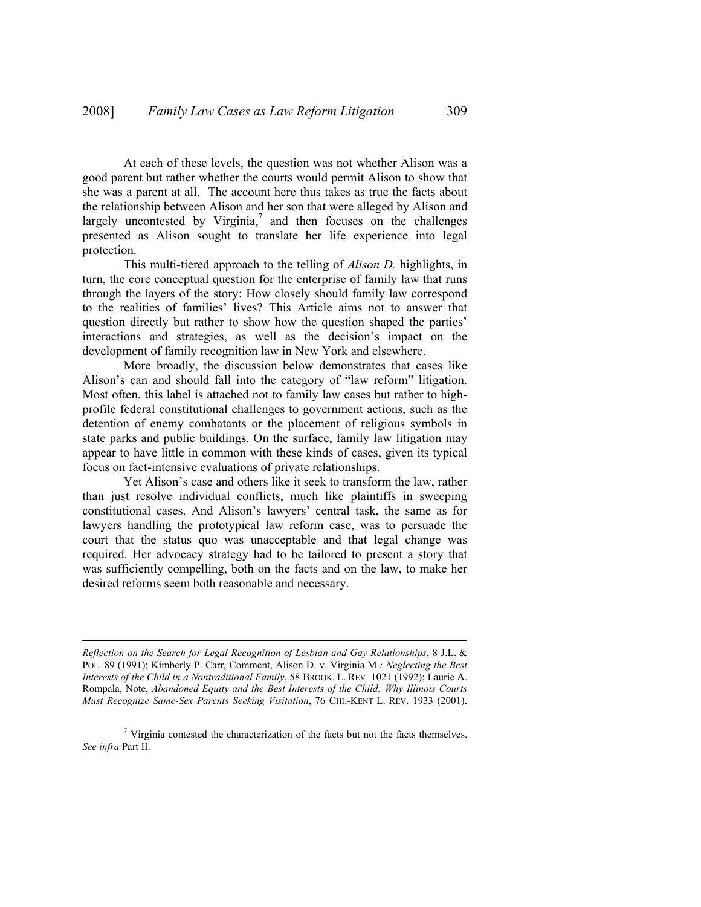At each of these levels, the question was not whether Alison was a good parent but rather whether the courts would permit Alison to show that she was a parent at all. The account here thus takes as true the facts about the relationship between Alison and her son that were alleged by Alison and largely uncontested by Virginia,[7] and then focuses on the challenges presented as Alison sought to translate her life experience into legal protection.

This multi-tiered approach to the telling of *Alison D.* highlights, in turn, the core conceptual question for the enterprise of family law that runs through the layers of the story: How closely should family law correspond to the realities of families' lives? This Article aims not to answer that question directly but rather to show how the question shaped the parties' interactions and strategies, as well as the decision's impact on the development of family recognition law in New York and elsewhere.

More broadly, the discussion below demonstrates that cases like Alison's can and should fall into the category of "law reform" litigation. Most often, this label is attached not to family law cases but rather to high-profile federal constitutional challenges to government actions, such as the detention of enemy combatants or the placement of religious symbols in state parks and public buildings. On the surface, family law litigation may appear to have little in common with these kinds of cases, given its typical focus on fact-intensive evaluations of private relationships.

Yet Alison's case and others like it seek to transform the law, rather than just resolve individual conflicts, much like plaintiffs in sweeping constitutional cases. And Alison's lawyers' central task, the same as for lawyers handling the prototypical law reform case, was to persuade the court that the status quo was unacceptable and that legal change was required. Her advocacy strategy had to be tailored to present a story that was sufficiently compelling, both on the facts and on the law, to make her desired reforms seem both reasonable and necessary.

---

*Reflection on the Search for Legal Recognition of Lesbian and Gay Relationships*, 8 J.L. & POL. 89 (1991); Kimberly P. Carr, Comment, Alison D. v. Virginia M.*: Neglecting the Best Interests of the Child in a Nontraditional Family*, 58 BROOK. L. REV. 1021 (1992); Laurie A. Rompala, Note, *Abandoned Equity and the Best Interests of the Child: Why Illinois Courts Must Recognize Same-Sex Parents Seeking Visitation*, 76 CHI.-KENT L. REV. 1933 (2001).

[7] Virginia contested the characterization of the facts but not the facts themselves. *See infra* Part II.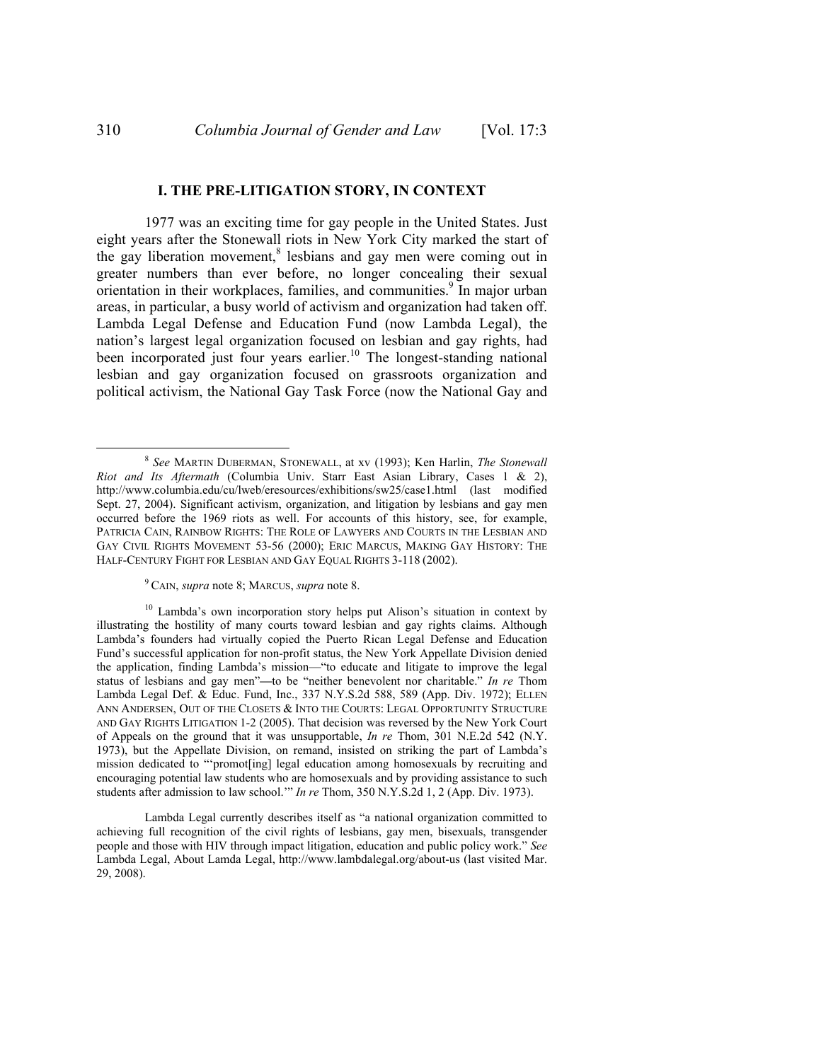## I. THE PRE-LITIGATION STORY, IN CONTEXT

1977 was an exciting time for gay people in the United States. Just eight years after the Stonewall riots in New York City marked the start of the gay liberation movement,[8] lesbians and gay men were coming out in greater numbers than ever before, no longer concealing their sexual orientation in their workplaces, families, and communities.[9] In major urban areas, in particular, a busy world of activism and organization had taken off. Lambda Legal Defense and Education Fund (now Lambda Legal), the nation's largest legal organization focused on lesbian and gay rights, had been incorporated just four years earlier.[10] The longest-standing national lesbian and gay organization focused on grassroots organization and political activism, the National Gay Task Force (now the National Gay and

---

[8] *See* MARTIN DUBERMAN, STONEWALL, at xv (1993); Ken Harlin, *The Stonewall Riot and Its Aftermath* (Columbia Univ. Starr East Asian Library, Cases 1 & 2), http://www.columbia.edu/cu/lweb/eresources/exhibitions/sw25/case1.html (last modified Sept. 27, 2004). Significant activism, organization, and litigation by lesbians and gay men occurred before the 1969 riots as well. For accounts of this history, see, for example, PATRICIA CAIN, RAINBOW RIGHTS: THE ROLE OF LAWYERS AND COURTS IN THE LESBIAN AND GAY CIVIL RIGHTS MOVEMENT 53-56 (2000); ERIC MARCUS, MAKING GAY HISTORY: THE HALF-CENTURY FIGHT FOR LESBIAN AND GAY EQUAL RIGHTS 3-118 (2002).

[9] CAIN, *supra* note 8; MARCUS, *supra* note 8.

[10] Lambda's own incorporation story helps put Alison's situation in context by illustrating the hostility of many courts toward lesbian and gay rights claims. Although Lambda's founders had virtually copied the Puerto Rican Legal Defense and Education Fund's successful application for non-profit status, the New York Appellate Division denied the application, finding Lambda's mission—"to educate and litigate to improve the legal status of lesbians and gay men"—to be "neither benevolent nor charitable." *In re* Thom Lambda Legal Def. & Educ. Fund, Inc., 337 N.Y.S.2d 588, 589 (App. Div. 1972); ELLEN ANN ANDERSEN, OUT OF THE CLOSETS & INTO THE COURTS: LEGAL OPPORTUNITY STRUCTURE AND GAY RIGHTS LITIGATION 1-2 (2005). That decision was reversed by the New York Court of Appeals on the ground that it was unsupportable, *In re* Thom, 301 N.E.2d 542 (N.Y. 1973), but the Appellate Division, on remand, insisted on striking the part of Lambda's mission dedicated to "'promot[ing] legal education among homosexuals by recruiting and encouraging potential law students who are homosexuals and by providing assistance to such students after admission to law school.'" *In re* Thom, 350 N.Y.S.2d 1, 2 (App. Div. 1973).

Lambda Legal currently describes itself as "a national organization committed to achieving full recognition of the civil rights of lesbians, gay men, bisexuals, transgender people and those with HIV through impact litigation, education and public policy work." *See* Lambda Legal, About Lamda Legal, http://www.lambdalegal.org/about-us (last visited Mar. 29, 2008).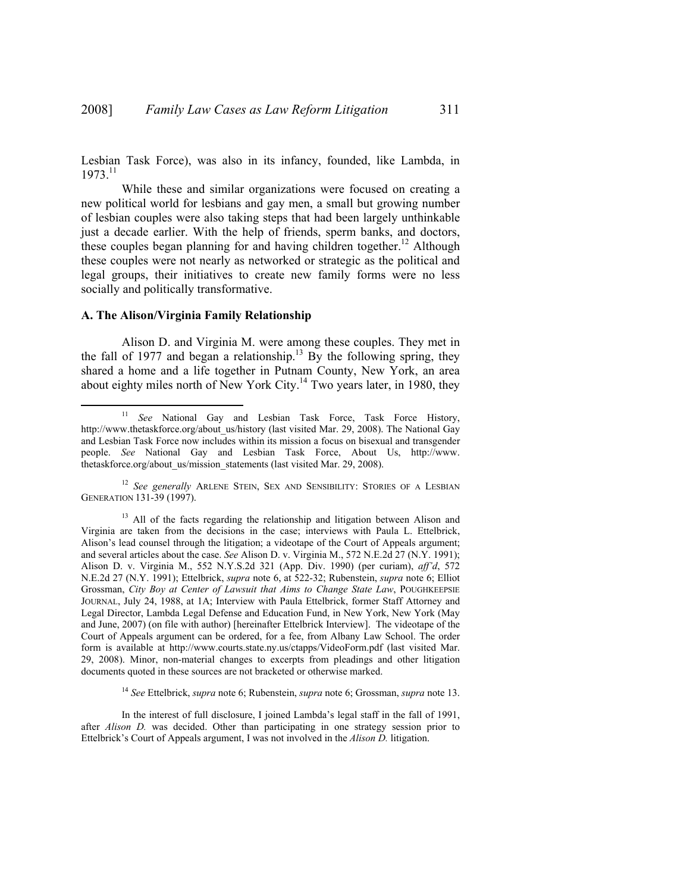Lesbian Task Force), was also in its infancy, founded, like Lambda, in 1973.[11]

While these and similar organizations were focused on creating a new political world for lesbians and gay men, a small but growing number of lesbian couples were also taking steps that had been largely unthinkable just a decade earlier. With the help of friends, sperm banks, and doctors, these couples began planning for and having children together.[12] Although these couples were not nearly as networked or strategic as the political and legal groups, their initiatives to create new family forms were no less socially and politically transformative.

### A. The Alison/Virginia Family Relationship

Alison D. and Virginia M. were among these couples. They met in the fall of 1977 and began a relationship.[13] By the following spring, they shared a home and a life together in Putnam County, New York, an area about eighty miles north of New York City.[14] Two years later, in 1980, they

---

[11] *See* National Gay and Lesbian Task Force, Task Force History, http://www.thetaskforce.org/about_us/history (last visited Mar. 29, 2008). The National Gay and Lesbian Task Force now includes within its mission a focus on bisexual and transgender people. *See* National Gay and Lesbian Task Force, About Us, http://www.thetaskforce.org/about_us/mission_statements (last visited Mar. 29, 2008).

[12] *See generally* ARLENE STEIN, SEX AND SENSIBILITY: STORIES OF A LESBIAN GENERATION 131-39 (1997).

[13] All of the facts regarding the relationship and litigation between Alison and Virginia are taken from the decisions in the case; interviews with Paula L. Ettelbrick, Alison's lead counsel through the litigation; a videotape of the Court of Appeals argument; and several articles about the case. *See* Alison D. v. Virginia M., 572 N.E.2d 27 (N.Y. 1991); Alison D. v. Virginia M., 552 N.Y.S.2d 321 (App. Div. 1990) (per curiam), *aff'd*, 572 N.E.2d 27 (N.Y. 1991); Ettelbrick, *supra* note 6, at 522-32; Rubenstein, *supra* note 6; Elliot Grossman, *City Boy at Center of Lawsuit that Aims to Change State Law*, POUGHKEEPSIE JOURNAL, July 24, 1988, at 1A; Interview with Paula Ettelbrick, former Staff Attorney and Legal Director, Lambda Legal Defense and Education Fund, in New York, New York (May and June, 2007) (on file with author) [hereinafter Ettelbrick Interview]. The videotape of the Court of Appeals argument can be ordered, for a fee, from Albany Law School. The order form is available at http://www.courts.state.ny.us/ctapps/VideoForm.pdf (last visited Mar. 29, 2008). Minor, non-material changes to excerpts from pleadings and other litigation documents quoted in these sources are not bracketed or otherwise marked.

[14] *See* Ettelbrick, *supra* note 6; Rubenstein, *supra* note 6; Grossman, *supra* note 13.

In the interest of full disclosure, I joined Lambda's legal staff in the fall of 1991, after *Alison D.* was decided. Other than participating in one strategy session prior to Ettelbrick's Court of Appeals argument, I was not involved in the *Alison D.* litigation.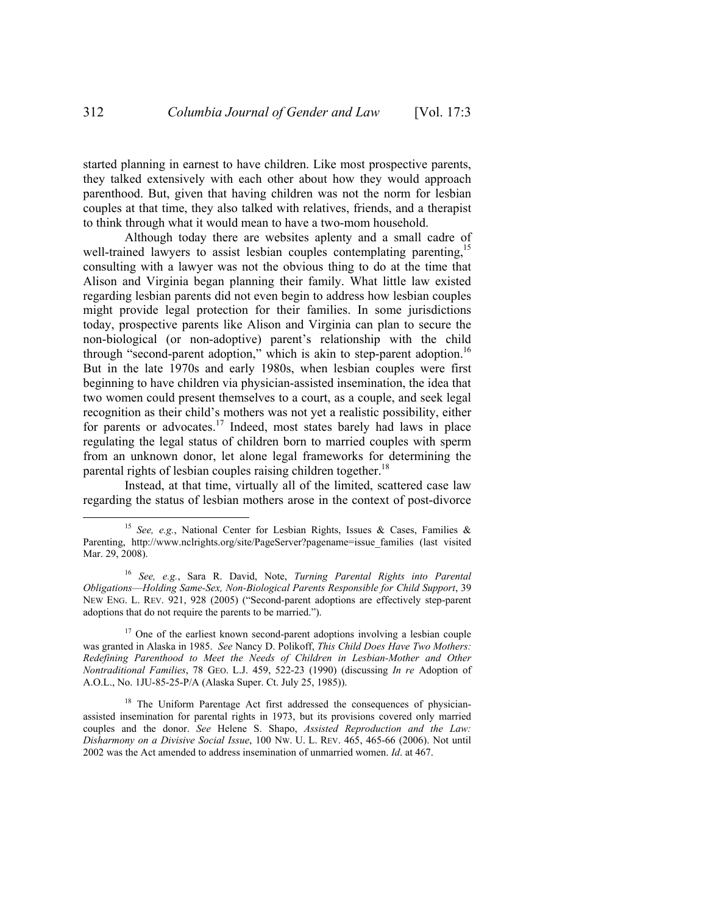started planning in earnest to have children. Like most prospective parents, they talked extensively with each other about how they would approach parenthood. But, given that having children was not the norm for lesbian couples at that time, they also talked with relatives, friends, and a therapist to think through what it would mean to have a two-mom household.

Although today there are websites aplenty and a small cadre of well-trained lawyers to assist lesbian couples contemplating parenting,[15] consulting with a lawyer was not the obvious thing to do at the time that Alison and Virginia began planning their family. What little law existed regarding lesbian parents did not even begin to address how lesbian couples might provide legal protection for their families. In some jurisdictions today, prospective parents like Alison and Virginia can plan to secure the non-biological (or non-adoptive) parent's relationship with the child through "second-parent adoption," which is akin to step-parent adoption.[16] But in the late 1970s and early 1980s, when lesbian couples were first beginning to have children via physician-assisted insemination, the idea that two women could present themselves to a court, as a couple, and seek legal recognition as their child's mothers was not yet a realistic possibility, either for parents or advocates.[17] Indeed, most states barely had laws in place regulating the legal status of children born to married couples with sperm from an unknown donor, let alone legal frameworks for determining the parental rights of lesbian couples raising children together.[18]

Instead, at that time, virtually all of the limited, scattered case law regarding the status of lesbian mothers arose in the context of post-divorce

---

[15] *See, e.g.*, National Center for Lesbian Rights, Issues & Cases, Families & Parenting, http://www.nclrights.org/site/PageServer?pagename=issue_families (last visited Mar. 29, 2008).

[16] *See, e.g.*, Sara R. David, Note, *Turning Parental Rights into Parental Obligations—Holding Same-Sex, Non-Biological Parents Responsible for Child Support*, 39 NEW ENG. L. REV. 921, 928 (2005) ("Second-parent adoptions are effectively step-parent adoptions that do not require the parents to be married.").

[17] One of the earliest known second-parent adoptions involving a lesbian couple was granted in Alaska in 1985. *See* Nancy D. Polikoff, *This Child Does Have Two Mothers: Redefining Parenthood to Meet the Needs of Children in Lesbian-Mother and Other Nontraditional Families*, 78 GEO. L.J. 459, 522-23 (1990) (discussing *In re* Adoption of A.O.L., No. 1JU-85-25-P/A (Alaska Super. Ct. July 25, 1985)).

[18] The Uniform Parentage Act first addressed the consequences of physician-assisted insemination for parental rights in 1973, but its provisions covered only married couples and the donor. *See* Helene S. Shapo, *Assisted Reproduction and the Law: Disharmony on a Divisive Social Issue*, 100 NW. U. L. REV. 465, 465-66 (2006). Not until 2002 was the Act amended to address insemination of unmarried women. *Id*. at 467.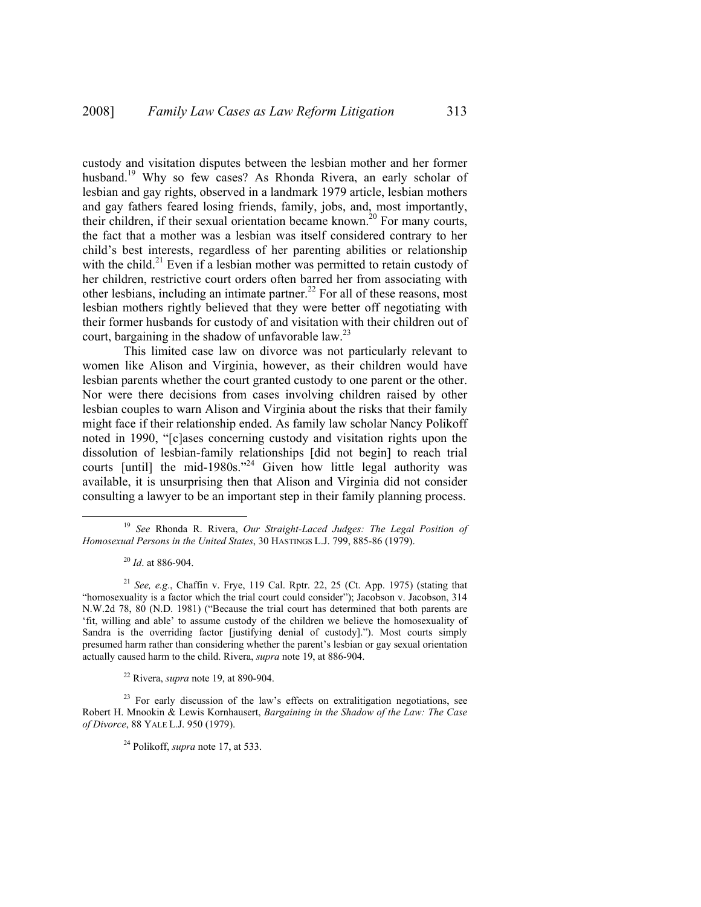custody and visitation disputes between the lesbian mother and her former husband.[19] Why so few cases? As Rhonda Rivera, an early scholar of lesbian and gay rights, observed in a landmark 1979 article, lesbian mothers and gay fathers feared losing friends, family, jobs, and, most importantly, their children, if their sexual orientation became known.[20] For many courts, the fact that a mother was a lesbian was itself considered contrary to her child's best interests, regardless of her parenting abilities or relationship with the child.[21] Even if a lesbian mother was permitted to retain custody of her children, restrictive court orders often barred her from associating with other lesbians, including an intimate partner.[22] For all of these reasons, most lesbian mothers rightly believed that they were better off negotiating with their former husbands for custody of and visitation with their children out of court, bargaining in the shadow of unfavorable law.[23]

This limited case law on divorce was not particularly relevant to women like Alison and Virginia, however, as their children would have lesbian parents whether the court granted custody to one parent or the other. Nor were there decisions from cases involving children raised by other lesbian couples to warn Alison and Virginia about the risks that their family might face if their relationship ended. As family law scholar Nancy Polikoff noted in 1990, "[c]ases concerning custody and visitation rights upon the dissolution of lesbian-family relationships [did not begin] to reach trial courts [until] the mid-1980s."[24] Given how little legal authority was available, it is unsurprising then that Alison and Virginia did not consider consulting a lawyer to be an important step in their family planning process.

---

[19] *See* Rhonda R. Rivera, *Our Straight-Laced Judges: The Legal Position of Homosexual Persons in the United States*, 30 HASTINGS L.J. 799, 885-86 (1979).

[20] *Id*. at 886-904.

[21] *See, e.g.*, Chaffin v. Frye, 119 Cal. Rptr. 22, 25 (Ct. App. 1975) (stating that "homosexuality is a factor which the trial court could consider"); Jacobson v. Jacobson, 314 N.W.2d 78, 80 (N.D. 1981) ("Because the trial court has determined that both parents are 'fit, willing and able' to assume custody of the children we believe the homosexuality of Sandra is the overriding factor [justifying denial of custody]."). Most courts simply presumed harm rather than considering whether the parent's lesbian or gay sexual orientation actually caused harm to the child. Rivera, *supra* note 19, at 886-904.

[22] Rivera, *supra* note 19, at 890-904.

[23] For early discussion of the law's effects on extralitigation negotiations, see Robert H. Mnookin & Lewis Kornhausert, *Bargaining in the Shadow of the Law: The Case of Divorce*, 88 YALE L.J. 950 (1979).

[24] Polikoff, *supra* note 17, at 533.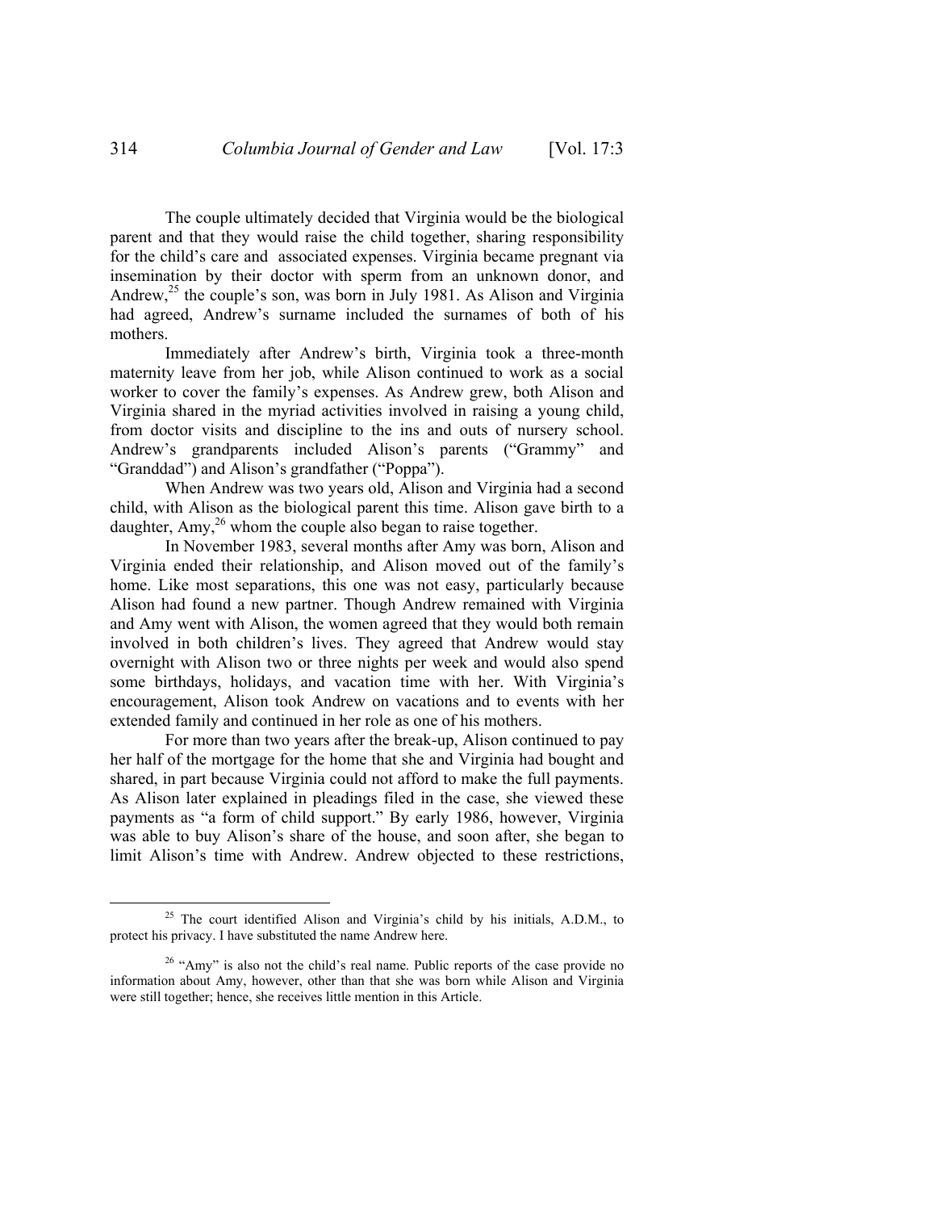The couple ultimately decided that Virginia would be the biological parent and that they would raise the child together, sharing responsibility for the child's care and associated expenses. Virginia became pregnant via insemination by their doctor with sperm from an unknown donor, and Andrew,[25] the couple's son, was born in July 1981. As Alison and Virginia had agreed, Andrew's surname included the surnames of both of his mothers.

Immediately after Andrew's birth, Virginia took a three-month maternity leave from her job, while Alison continued to work as a social worker to cover the family's expenses. As Andrew grew, both Alison and Virginia shared in the myriad activities involved in raising a young child, from doctor visits and discipline to the ins and outs of nursery school. Andrew's grandparents included Alison's parents ("Grammy" and "Granddad") and Alison's grandfather ("Poppa").

When Andrew was two years old, Alison and Virginia had a second child, with Alison as the biological parent this time. Alison gave birth to a daughter, Amy,[26] whom the couple also began to raise together.

In November 1983, several months after Amy was born, Alison and Virginia ended their relationship, and Alison moved out of the family's home. Like most separations, this one was not easy, particularly because Alison had found a new partner. Though Andrew remained with Virginia and Amy went with Alison, the women agreed that they would both remain involved in both children's lives. They agreed that Andrew would stay overnight with Alison two or three nights per week and would also spend some birthdays, holidays, and vacation time with her. With Virginia's encouragement, Alison took Andrew on vacations and to events with her extended family and continued in her role as one of his mothers.

For more than two years after the break-up, Alison continued to pay her half of the mortgage for the home that she and Virginia had bought and shared, in part because Virginia could not afford to make the full payments. As Alison later explained in pleadings filed in the case, she viewed these payments as "a form of child support." By early 1986, however, Virginia was able to buy Alison's share of the house, and soon after, she began to limit Alison's time with Andrew. Andrew objected to these restrictions,

---

[25] The court identified Alison and Virginia's child by his initials, A.D.M., to protect his privacy. I have substituted the name Andrew here.

[26] "Amy" is also not the child's real name. Public reports of the case provide no information about Amy, however, other than that she was born while Alison and Virginia were still together; hence, she receives little mention in this Article.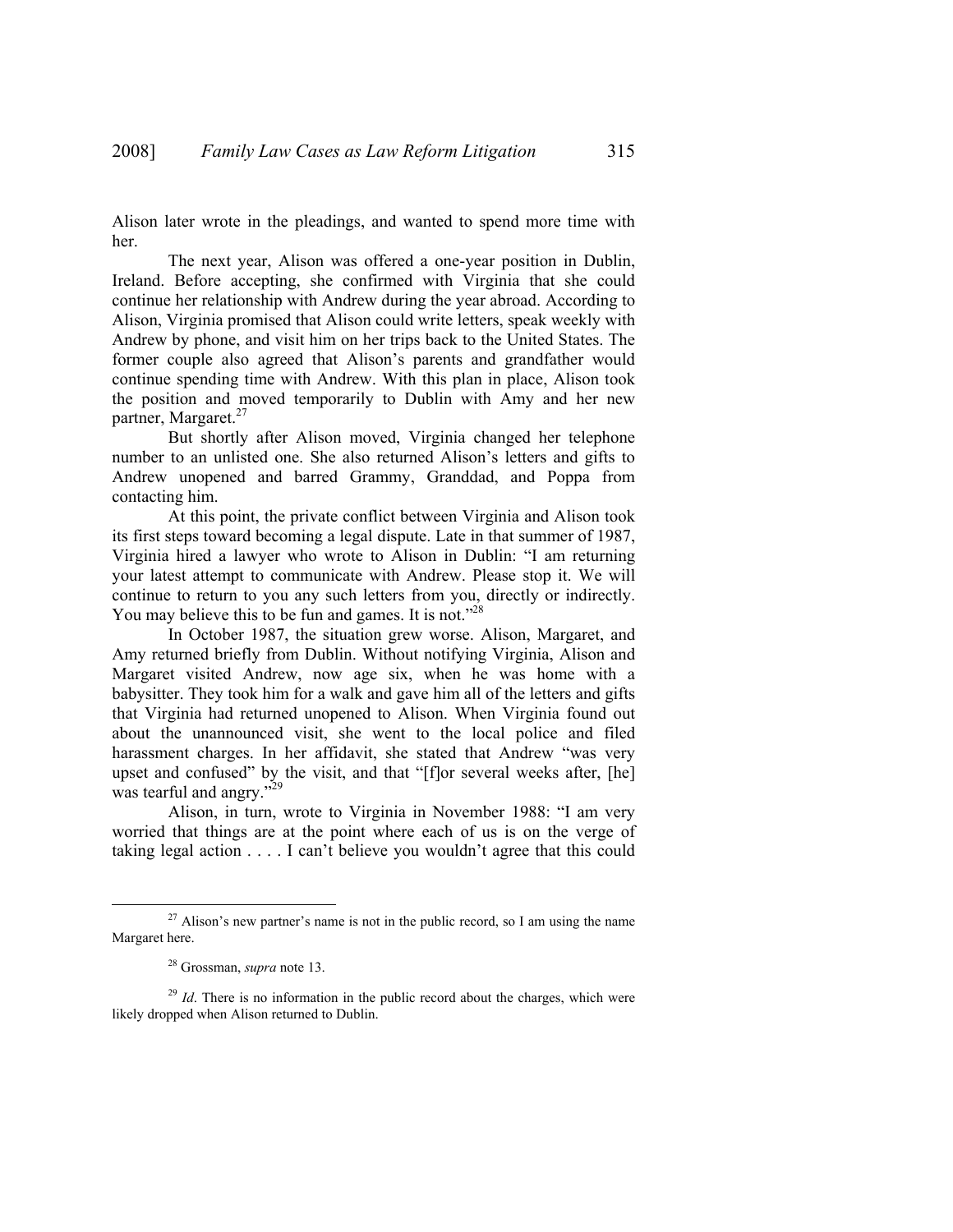Alison later wrote in the pleadings, and wanted to spend more time with her.

The next year, Alison was offered a one-year position in Dublin, Ireland. Before accepting, she confirmed with Virginia that she could continue her relationship with Andrew during the year abroad. According to Alison, Virginia promised that Alison could write letters, speak weekly with Andrew by phone, and visit him on her trips back to the United States. The former couple also agreed that Alison's parents and grandfather would continue spending time with Andrew. With this plan in place, Alison took the position and moved temporarily to Dublin with Amy and her new partner, Margaret.[27]

But shortly after Alison moved, Virginia changed her telephone number to an unlisted one. She also returned Alison's letters and gifts to Andrew unopened and barred Grammy, Granddad, and Poppa from contacting him.

At this point, the private conflict between Virginia and Alison took its first steps toward becoming a legal dispute. Late in that summer of 1987, Virginia hired a lawyer who wrote to Alison in Dublin: "I am returning your latest attempt to communicate with Andrew. Please stop it. We will continue to return to you any such letters from you, directly or indirectly. You may believe this to be fun and games. It is not."[28]

In October 1987, the situation grew worse. Alison, Margaret, and Amy returned briefly from Dublin. Without notifying Virginia, Alison and Margaret visited Andrew, now age six, when he was home with a babysitter. They took him for a walk and gave him all of the letters and gifts that Virginia had returned unopened to Alison. When Virginia found out about the unannounced visit, she went to the local police and filed harassment charges. In her affidavit, she stated that Andrew "was very upset and confused" by the visit, and that "[f]or several weeks after, [he] was tearful and angry."[29]

Alison, in turn, wrote to Virginia in November 1988: "I am very worried that things are at the point where each of us is on the verge of taking legal action . . . . I can't believe you wouldn't agree that this could

---

[27] Alison's new partner's name is not in the public record, so I am using the name Margaret here.

[28] Grossman, *supra* note 13.

[29] *Id*. There is no information in the public record about the charges, which were likely dropped when Alison returned to Dublin.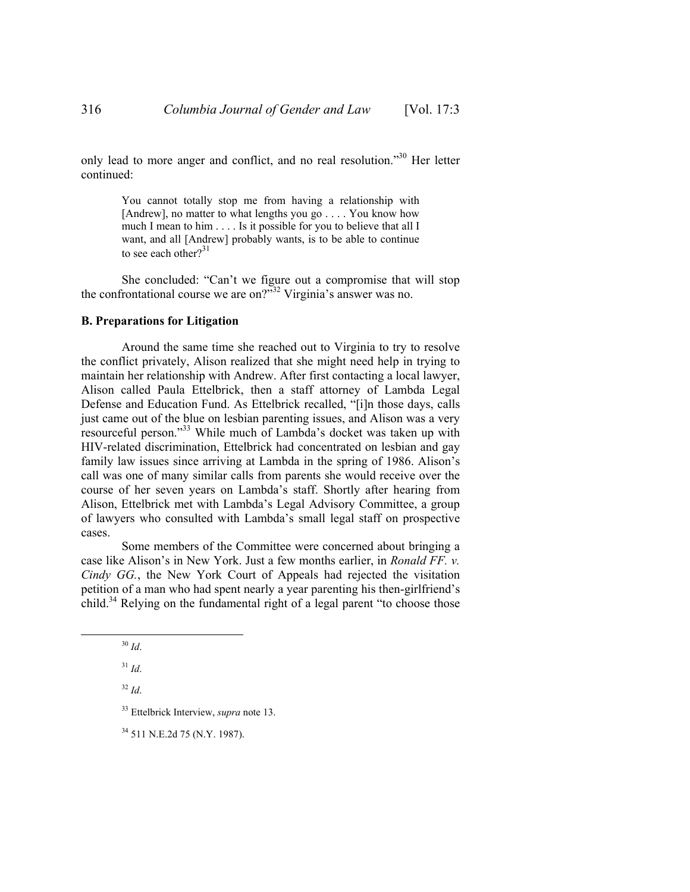only lead to more anger and conflict, and no real resolution."[30] Her letter continued:

> You cannot totally stop me from having a relationship with [Andrew], no matter to what lengths you go . . . . You know how much I mean to him . . . . Is it possible for you to believe that all I want, and all [Andrew] probably wants, is to be able to continue to see each other?[31]

She concluded: "Can't we figure out a compromise that will stop the confrontational course we are on?"[32] Virginia's answer was no.

### B. Preparations for Litigation

Around the same time she reached out to Virginia to try to resolve the conflict privately, Alison realized that she might need help in trying to maintain her relationship with Andrew. After first contacting a local lawyer, Alison called Paula Ettelbrick, then a staff attorney of Lambda Legal Defense and Education Fund. As Ettelbrick recalled, "[i]n those days, calls just came out of the blue on lesbian parenting issues, and Alison was a very resourceful person."[33] While much of Lambda's docket was taken up with HIV-related discrimination, Ettelbrick had concentrated on lesbian and gay family law issues since arriving at Lambda in the spring of 1986. Alison's call was one of many similar calls from parents she would receive over the course of her seven years on Lambda's staff. Shortly after hearing from Alison, Ettelbrick met with Lambda's Legal Advisory Committee, a group of lawyers who consulted with Lambda's small legal staff on prospective cases.

Some members of the Committee were concerned about bringing a case like Alison's in New York. Just a few months earlier, in *Ronald FF. v. Cindy GG.*, the New York Court of Appeals had rejected the visitation petition of a man who had spent nearly a year parenting his then-girlfriend's child.[34] Relying on the fundamental right of a legal parent "to choose those

---

[30] *Id*.

[31] *Id*.

[32] *Id*.

[33] Ettelbrick Interview, *supra* note 13.

[34] 511 N.E.2d 75 (N.Y. 1987).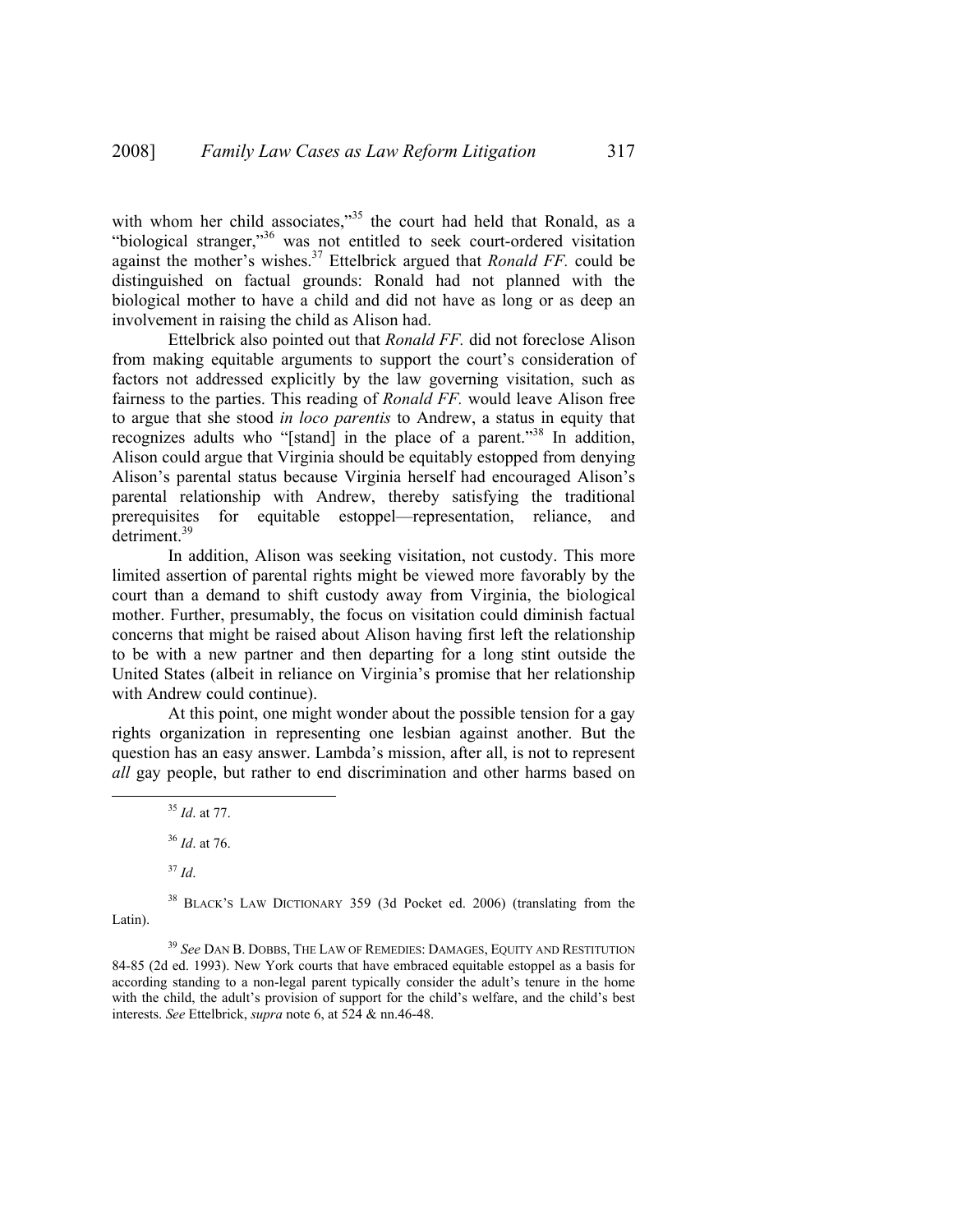with whom her child associates,"[35] the court had held that Ronald, as a "biological stranger,"[36] was not entitled to seek court-ordered visitation against the mother's wishes.[37] Ettelbrick argued that *Ronald FF.* could be distinguished on factual grounds: Ronald had not planned with the biological mother to have a child and did not have as long or as deep an involvement in raising the child as Alison had.

Ettelbrick also pointed out that *Ronald FF.* did not foreclose Alison from making equitable arguments to support the court's consideration of factors not addressed explicitly by the law governing visitation, such as fairness to the parties. This reading of *Ronald FF.* would leave Alison free to argue that she stood *in loco parentis* to Andrew, a status in equity that recognizes adults who "[stand] in the place of a parent."[38] In addition, Alison could argue that Virginia should be equitably estopped from denying Alison's parental status because Virginia herself had encouraged Alison's parental relationship with Andrew, thereby satisfying the traditional prerequisites for equitable estoppel—representation, reliance, and detriment.[39]

In addition, Alison was seeking visitation, not custody. This more limited assertion of parental rights might be viewed more favorably by the court than a demand to shift custody away from Virginia, the biological mother. Further, presumably, the focus on visitation could diminish factual concerns that might be raised about Alison having first left the relationship to be with a new partner and then departing for a long stint outside the United States (albeit in reliance on Virginia's promise that her relationship with Andrew could continue).

At this point, one might wonder about the possible tension for a gay rights organization in representing one lesbian against another. But the question has an easy answer. Lambda's mission, after all, is not to represent *all* gay people, but rather to end discrimination and other harms based on

---

[35] *Id*. at 77.

[36] *Id*. at 76.

[37] *Id*.

[38] BLACK'S LAW DICTIONARY 359 (3d Pocket ed. 2006) (translating from the Latin).

[39] *See* DAN B. DOBBS, THE LAW OF REMEDIES: DAMAGES, EQUITY AND RESTITUTION 84-85 (2d ed. 1993). New York courts that have embraced equitable estoppel as a basis for according standing to a non-legal parent typically consider the adult's tenure in the home with the child, the adult's provision of support for the child's welfare, and the child's best interests. *See* Ettelbrick, *supra* note 6, at 524 & nn.46-48.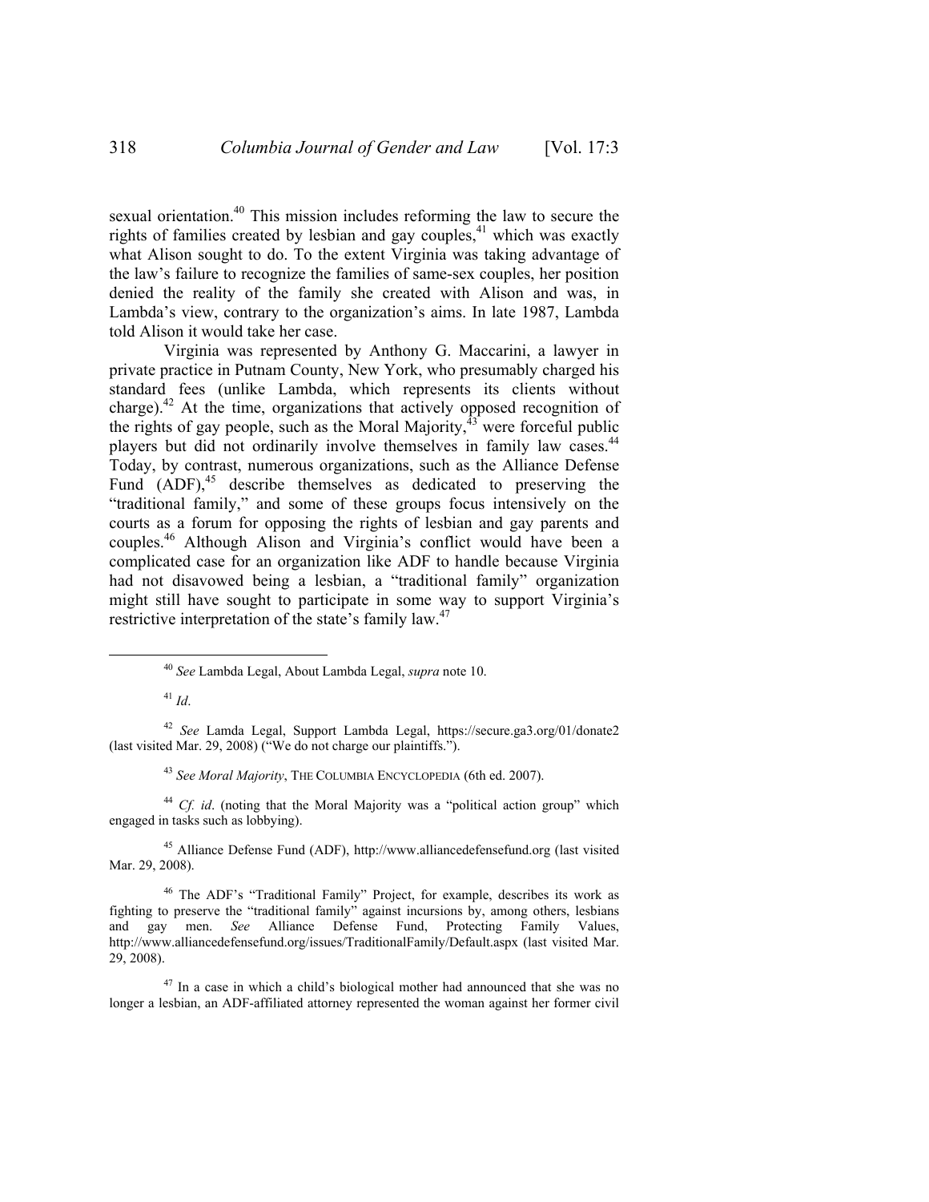sexual orientation.[40] This mission includes reforming the law to secure the rights of families created by lesbian and gay couples,[41] which was exactly what Alison sought to do. To the extent Virginia was taking advantage of the law's failure to recognize the families of same-sex couples, her position denied the reality of the family she created with Alison and was, in Lambda's view, contrary to the organization's aims. In late 1987, Lambda told Alison it would take her case.

Virginia was represented by Anthony G. Maccarini, a lawyer in private practice in Putnam County, New York, who presumably charged his standard fees (unlike Lambda, which represents its clients without charge).[42] At the time, organizations that actively opposed recognition of the rights of gay people, such as the Moral Majority,[43] were forceful public players but did not ordinarily involve themselves in family law cases.[44] Today, by contrast, numerous organizations, such as the Alliance Defense Fund (ADF),[45] describe themselves as dedicated to preserving the "traditional family," and some of these groups focus intensively on the courts as a forum for opposing the rights of lesbian and gay parents and couples.[46] Although Alison and Virginia's conflict would have been a complicated case for an organization like ADF to handle because Virginia had not disavowed being a lesbian, a "traditional family" organization might still have sought to participate in some way to support Virginia's restrictive interpretation of the state's family law.[47]

---

[40] *See* Lambda Legal, About Lambda Legal, *supra* note 10.

[41] *Id*.

[42] *See* Lamda Legal, Support Lambda Legal, https://secure.ga3.org/01/donate2 (last visited Mar. 29, 2008) ("We do not charge our plaintiffs.").

[43] *See Moral Majority*, THE COLUMBIA ENCYCLOPEDIA (6th ed. 2007).

[44] *Cf. id*. (noting that the Moral Majority was a "political action group" which engaged in tasks such as lobbying).

[45] Alliance Defense Fund (ADF), http://www.alliancedefensefund.org (last visited Mar. 29, 2008).

[46] The ADF's "Traditional Family" Project, for example, describes its work as fighting to preserve the "traditional family" against incursions by, among others, lesbians and gay men. *See* Alliance Defense Fund, Protecting Family Values, http://www.alliancedefensefund.org/issues/TraditionalFamily/Default.aspx (last visited Mar. 29, 2008).

[47] In a case in which a child's biological mother had announced that she was no longer a lesbian, an ADF-affiliated attorney represented the woman against her former civil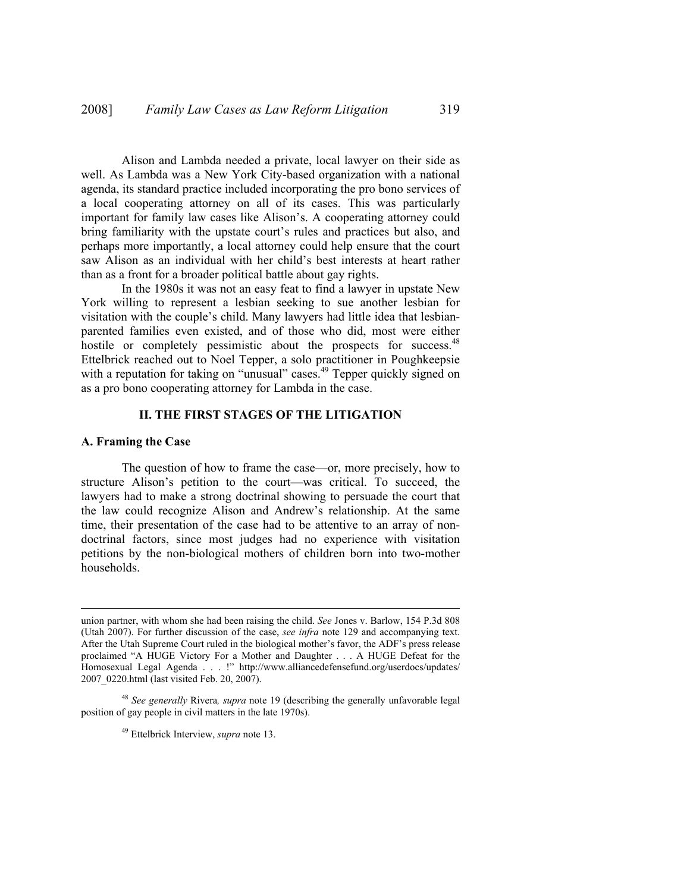Alison and Lambda needed a private, local lawyer on their side as well. As Lambda was a New York City-based organization with a national agenda, its standard practice included incorporating the pro bono services of a local cooperating attorney on all of its cases. This was particularly important for family law cases like Alison's. A cooperating attorney could bring familiarity with the upstate court's rules and practices but also, and perhaps more importantly, a local attorney could help ensure that the court saw Alison as an individual with her child's best interests at heart rather than as a front for a broader political battle about gay rights.

In the 1980s it was not an easy feat to find a lawyer in upstate New York willing to represent a lesbian seeking to sue another lesbian for visitation with the couple's child. Many lawyers had little idea that lesbian-parented families even existed, and of those who did, most were either hostile or completely pessimistic about the prospects for success.[48] Ettelbrick reached out to Noel Tepper, a solo practitioner in Poughkeepsie with a reputation for taking on "unusual" cases.[49] Tepper quickly signed on as a pro bono cooperating attorney for Lambda in the case.

## II. THE FIRST STAGES OF THE LITIGATION

### A. Framing the Case

The question of how to frame the case—or, more precisely, how to structure Alison's petition to the court—was critical. To succeed, the lawyers had to make a strong doctrinal showing to persuade the court that the law could recognize Alison and Andrew's relationship. At the same time, their presentation of the case had to be attentive to an array of non-doctrinal factors, since most judges had no experience with visitation petitions by the non-biological mothers of children born into two-mother households.

---

union partner, with whom she had been raising the child. *See* Jones v. Barlow, 154 P.3d 808 (Utah 2007). For further discussion of the case, *see infra* note 129 and accompanying text. After the Utah Supreme Court ruled in the biological mother's favor, the ADF's press release proclaimed "A HUGE Victory For a Mother and Daughter . . . A HUGE Defeat for the Homosexual Legal Agenda . . . !" http://www.alliancedefensefund.org/userdocs/updates/2007_0220.html (last visited Feb. 20, 2007).

[48] *See generally* Rivera*, supra* note 19 (describing the generally unfavorable legal position of gay people in civil matters in the late 1970s).

[49] Ettelbrick Interview, *supra* note 13.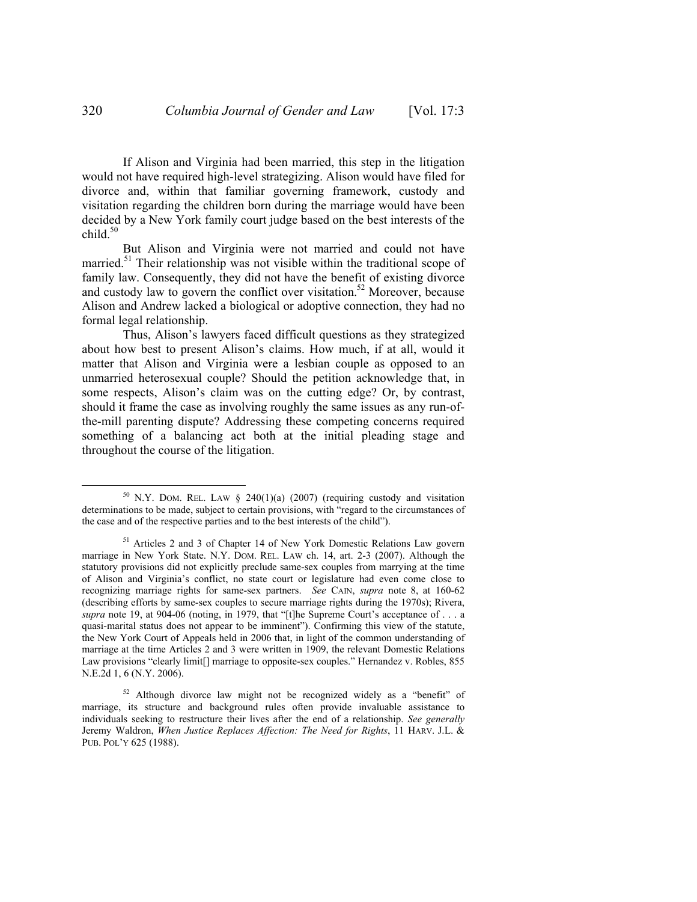If Alison and Virginia had been married, this step in the litigation would not have required high-level strategizing. Alison would have filed for divorce and, within that familiar governing framework, custody and visitation regarding the children born during the marriage would have been decided by a New York family court judge based on the best interests of the child.[50]

But Alison and Virginia were not married and could not have married.[51] Their relationship was not visible within the traditional scope of family law. Consequently, they did not have the benefit of existing divorce and custody law to govern the conflict over visitation.[52] Moreover, because Alison and Andrew lacked a biological or adoptive connection, they had no formal legal relationship.

Thus, Alison's lawyers faced difficult questions as they strategized about how best to present Alison's claims. How much, if at all, would it matter that Alison and Virginia were a lesbian couple as opposed to an unmarried heterosexual couple? Should the petition acknowledge that, in some respects, Alison's claim was on the cutting edge? Or, by contrast, should it frame the case as involving roughly the same issues as any run-of-the-mill parenting dispute? Addressing these competing concerns required something of a balancing act both at the initial pleading stage and throughout the course of the litigation.

---

[50] N.Y. DOM. REL. LAW § 240(1)(a) (2007) (requiring custody and visitation determinations to be made, subject to certain provisions, with "regard to the circumstances of the case and of the respective parties and to the best interests of the child").

[51] Articles 2 and 3 of Chapter 14 of New York Domestic Relations Law govern marriage in New York State. N.Y. DOM. REL. LAW ch. 14, art. 2-3 (2007). Although the statutory provisions did not explicitly preclude same-sex couples from marrying at the time of Alison and Virginia's conflict, no state court or legislature had even come close to recognizing marriage rights for same-sex partners. *See* CAIN, *supra* note 8, at 160-62 (describing efforts by same-sex couples to secure marriage rights during the 1970s); Rivera, *supra* note 19, at 904-06 (noting, in 1979, that "[t]he Supreme Court's acceptance of . . . a quasi-marital status does not appear to be imminent"). Confirming this view of the statute, the New York Court of Appeals held in 2006 that, in light of the common understanding of marriage at the time Articles 2 and 3 were written in 1909, the relevant Domestic Relations Law provisions "clearly limit[] marriage to opposite-sex couples." Hernandez v. Robles, 855 N.E.2d 1, 6 (N.Y. 2006).

[52] Although divorce law might not be recognized widely as a "benefit" of marriage, its structure and background rules often provide invaluable assistance to individuals seeking to restructure their lives after the end of a relationship. *See generally* Jeremy Waldron, *When Justice Replaces Affection: The Need for Rights*, 11 HARV. J.L. & PUB. POL'Y 625 (1988).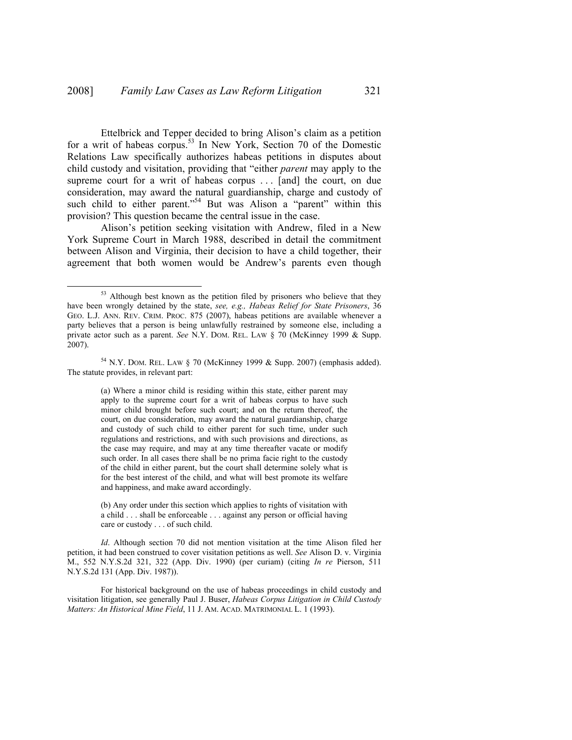Ettelbrick and Tepper decided to bring Alison's claim as a petition for a writ of habeas corpus.[53] In New York, Section 70 of the Domestic Relations Law specifically authorizes habeas petitions in disputes about child custody and visitation, providing that "either *parent* may apply to the supreme court for a writ of habeas corpus . . . [and] the court, on due consideration, may award the natural guardianship, charge and custody of such child to either parent."[54] But was Alison a "parent" within this provision? This question became the central issue in the case.

Alison's petition seeking visitation with Andrew, filed in a New York Supreme Court in March 1988, described in detail the commitment between Alison and Virginia, their decision to have a child together, their agreement that both women would be Andrew's parents even though

---

[53] Although best known as the petition filed by prisoners who believe that they have been wrongly detained by the state, *see, e.g., Habeas Relief for State Prisoners*, 36 GEO. L.J. ANN. REV. CRIM. PROC. 875 (2007), habeas petitions are available whenever a party believes that a person is being unlawfully restrained by someone else, including a private actor such as a parent. *See* N.Y. DOM. REL. LAW § 70 (McKinney 1999 & Supp. 2007).

[54] N.Y. DOM. REL. LAW § 70 (McKinney 1999 & Supp. 2007) (emphasis added). The statute provides, in relevant part:

> (a) Where a minor child is residing within this state, either parent may apply to the supreme court for a writ of habeas corpus to have such minor child brought before such court; and on the return thereof, the court, on due consideration, may award the natural guardianship, charge and custody of such child to either parent for such time, under such regulations and restrictions, and with such provisions and directions, as the case may require, and may at any time thereafter vacate or modify such order. In all cases there shall be no prima facie right to the custody of the child in either parent, but the court shall determine solely what is for the best interest of the child, and what will best promote its welfare and happiness, and make award accordingly.
>
> (b) Any order under this section which applies to rights of visitation with a child . . . shall be enforceable . . . against any person or official having care or custody . . . of such child.

*Id*. Although section 70 did not mention visitation at the time Alison filed her petition, it had been construed to cover visitation petitions as well. *See* Alison D. v. Virginia M., 552 N.Y.S.2d 321, 322 (App. Div. 1990) (per curiam) (citing *In re* Pierson, 511 N.Y.S.2d 131 (App. Div. 1987)).

For historical background on the use of habeas proceedings in child custody and visitation litigation, see generally Paul J. Buser, *Habeas Corpus Litigation in Child Custody Matters: An Historical Mine Field*, 11 J. AM. ACAD. MATRIMONIAL L. 1 (1993).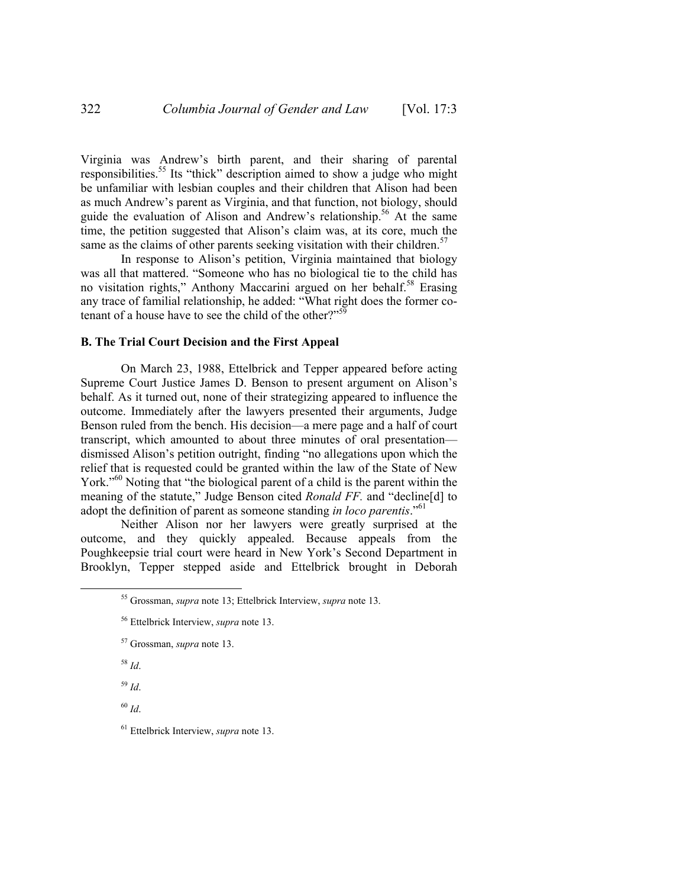Virginia was Andrew's birth parent, and their sharing of parental responsibilities.[55] Its "thick" description aimed to show a judge who might be unfamiliar with lesbian couples and their children that Alison had been as much Andrew's parent as Virginia, and that function, not biology, should guide the evaluation of Alison and Andrew's relationship.[56] At the same time, the petition suggested that Alison's claim was, at its core, much the same as the claims of other parents seeking visitation with their children.[57]

In response to Alison's petition, Virginia maintained that biology was all that mattered. "Someone who has no biological tie to the child has no visitation rights," Anthony Maccarini argued on her behalf.[58] Erasing any trace of familial relationship, he added: "What right does the former co-tenant of a house have to see the child of the other?"[59]

### B. The Trial Court Decision and the First Appeal

On March 23, 1988, Ettelbrick and Tepper appeared before acting Supreme Court Justice James D. Benson to present argument on Alison's behalf. As it turned out, none of their strategizing appeared to influence the outcome. Immediately after the lawyers presented their arguments, Judge Benson ruled from the bench. His decision—a mere page and a half of court transcript, which amounted to about three minutes of oral presentation—dismissed Alison's petition outright, finding "no allegations upon which the relief that is requested could be granted within the law of the State of New York."[60] Noting that "the biological parent of a child is the parent within the meaning of the statute," Judge Benson cited *Ronald FF.* and "decline[d] to adopt the definition of parent as someone standing *in loco parentis*."[61]

Neither Alison nor her lawyers were greatly surprised at the outcome, and they quickly appealed. Because appeals from the Poughkeepsie trial court were heard in New York's Second Department in Brooklyn, Tepper stepped aside and Ettelbrick brought in Deborah

---

[55] Grossman, *supra* note 13; Ettelbrick Interview, *supra* note 13.

[56] Ettelbrick Interview, *supra* note 13.

[57] Grossman, *supra* note 13.

[58] *Id*.

[59] *Id*.

[60] *Id*.

[61] Ettelbrick Interview, *supra* note 13.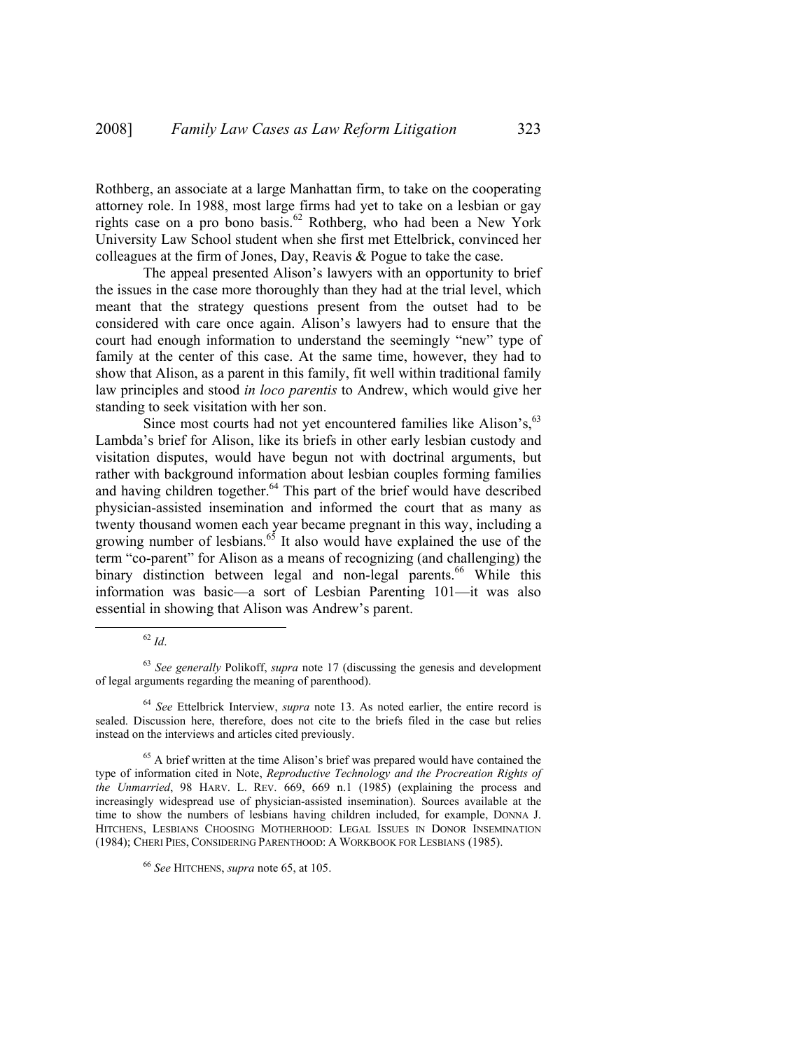Rothberg, an associate at a large Manhattan firm, to take on the cooperating attorney role. In 1988, most large firms had yet to take on a lesbian or gay rights case on a pro bono basis.[62] Rothberg, who had been a New York University Law School student when she first met Ettelbrick, convinced her colleagues at the firm of Jones, Day, Reavis & Pogue to take the case.

The appeal presented Alison's lawyers with an opportunity to brief the issues in the case more thoroughly than they had at the trial level, which meant that the strategy questions present from the outset had to be considered with care once again. Alison's lawyers had to ensure that the court had enough information to understand the seemingly "new" type of family at the center of this case. At the same time, however, they had to show that Alison, as a parent in this family, fit well within traditional family law principles and stood *in loco parentis* to Andrew, which would give her standing to seek visitation with her son.

Since most courts had not yet encountered families like Alison's,[63] Lambda's brief for Alison, like its briefs in other early lesbian custody and visitation disputes, would have begun not with doctrinal arguments, but rather with background information about lesbian couples forming families and having children together.[64] This part of the brief would have described physician-assisted insemination and informed the court that as many as twenty thousand women each year became pregnant in this way, including a growing number of lesbians.[65] It also would have explained the use of the term "co-parent" for Alison as a means of recognizing (and challenging) the binary distinction between legal and non-legal parents.[66] While this information was basic—a sort of Lesbian Parenting 101—it was also essential in showing that Alison was Andrew's parent.

---

[62] *Id*.

[63] *See generally* Polikoff, *supra* note 17 (discussing the genesis and development of legal arguments regarding the meaning of parenthood).

[64] *See* Ettelbrick Interview, *supra* note 13. As noted earlier, the entire record is sealed. Discussion here, therefore, does not cite to the briefs filed in the case but relies instead on the interviews and articles cited previously.

[65] A brief written at the time Alison's brief was prepared would have contained the type of information cited in Note, *Reproductive Technology and the Procreation Rights of the Unmarried*, 98 HARV. L. REV. 669, 669 n.1 (1985) (explaining the process and increasingly widespread use of physician-assisted insemination). Sources available at the time to show the numbers of lesbians having children included, for example, DONNA J. HITCHENS, LESBIANS CHOOSING MOTHERHOOD: LEGAL ISSUES IN DONOR INSEMINATION (1984); CHERI PIES, CONSIDERING PARENTHOOD: A WORKBOOK FOR LESBIANS (1985).

[66] *See* HITCHENS, *supra* note 65, at 105.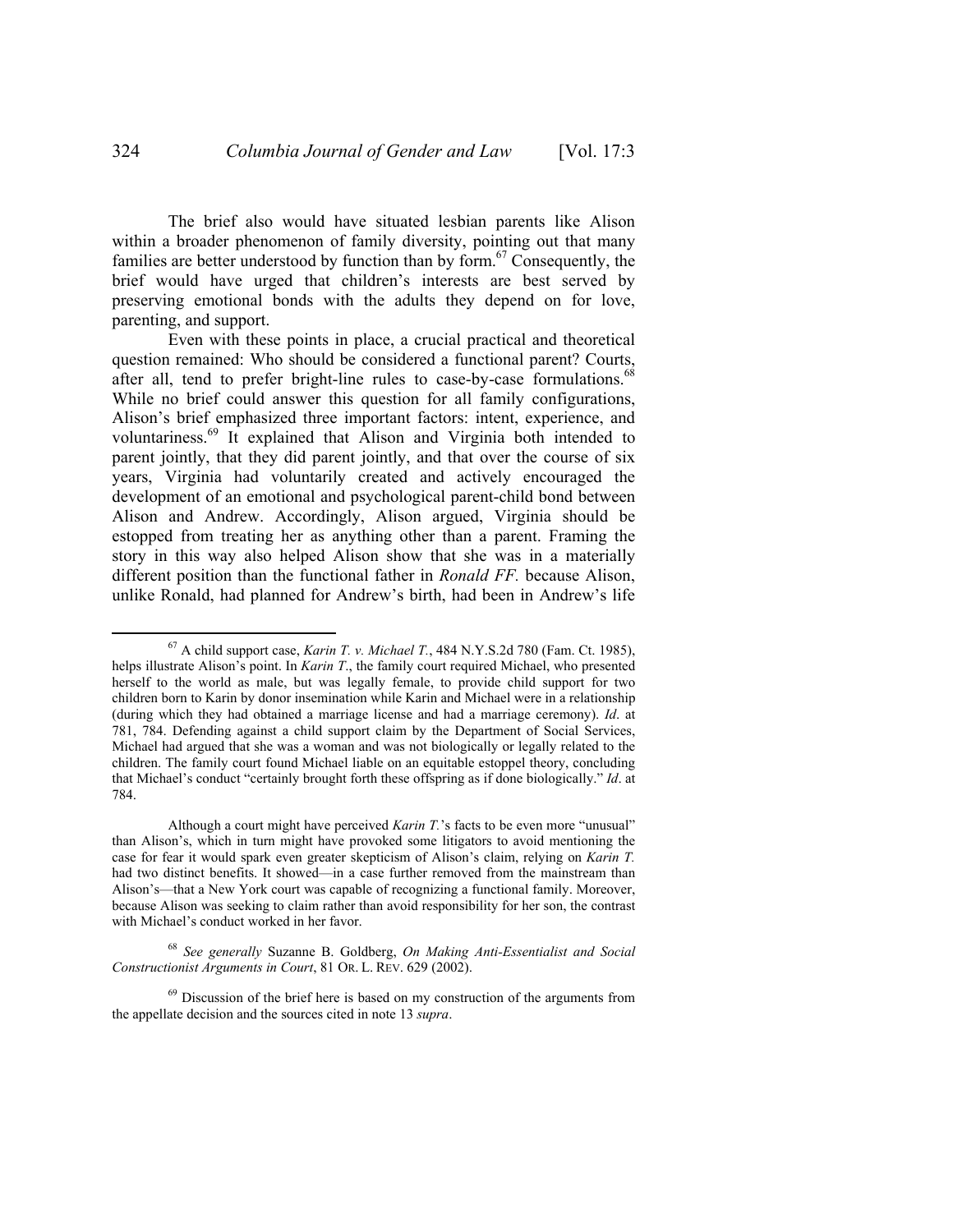The brief also would have situated lesbian parents like Alison within a broader phenomenon of family diversity, pointing out that many families are better understood by function than by form.[67] Consequently, the brief would have urged that children's interests are best served by preserving emotional bonds with the adults they depend on for love, parenting, and support.

Even with these points in place, a crucial practical and theoretical question remained: Who should be considered a functional parent? Courts, after all, tend to prefer bright-line rules to case-by-case formulations.[68] While no brief could answer this question for all family configurations, Alison's brief emphasized three important factors: intent, experience, and voluntariness.[69] It explained that Alison and Virginia both intended to parent jointly, that they did parent jointly, and that over the course of six years, Virginia had voluntarily created and actively encouraged the development of an emotional and psychological parent-child bond between Alison and Andrew. Accordingly, Alison argued, Virginia should be estopped from treating her as anything other than a parent. Framing the story in this way also helped Alison show that she was in a materially different position than the functional father in *Ronald FF.* because Alison, unlike Ronald, had planned for Andrew's birth, had been in Andrew's life

---

[67] A child support case, *Karin T. v. Michael T.*, 484 N.Y.S.2d 780 (Fam. Ct. 1985), helps illustrate Alison's point. In *Karin T.*, the family court required Michael, who presented herself to the world as male, but was legally female, to provide child support for two children born to Karin by donor insemination while Karin and Michael were in a relationship (during which they had obtained a marriage license and had a marriage ceremony). *Id*. at 781, 784. Defending against a child support claim by the Department of Social Services, Michael had argued that she was a woman and was not biologically or legally related to the children. The family court found Michael liable on an equitable estoppel theory, concluding that Michael's conduct "certainly brought forth these offspring as if done biologically." *Id*. at 784.

Although a court might have perceived *Karin T.*'s facts to be even more "unusual" than Alison's, which in turn might have provoked some litigators to avoid mentioning the case for fear it would spark even greater skepticism of Alison's claim, relying on *Karin T.* had two distinct benefits. It showed—in a case further removed from the mainstream than Alison's—that a New York court was capable of recognizing a functional family. Moreover, because Alison was seeking to claim rather than avoid responsibility for her son, the contrast with Michael's conduct worked in her favor.

[68] *See generally* Suzanne B. Goldberg, *On Making Anti-Essentialist and Social Constructionist Arguments in Court*, 81 OR. L. REV. 629 (2002).

[69] Discussion of the brief here is based on my construction of the arguments from the appellate decision and the sources cited in note 13 *supra*.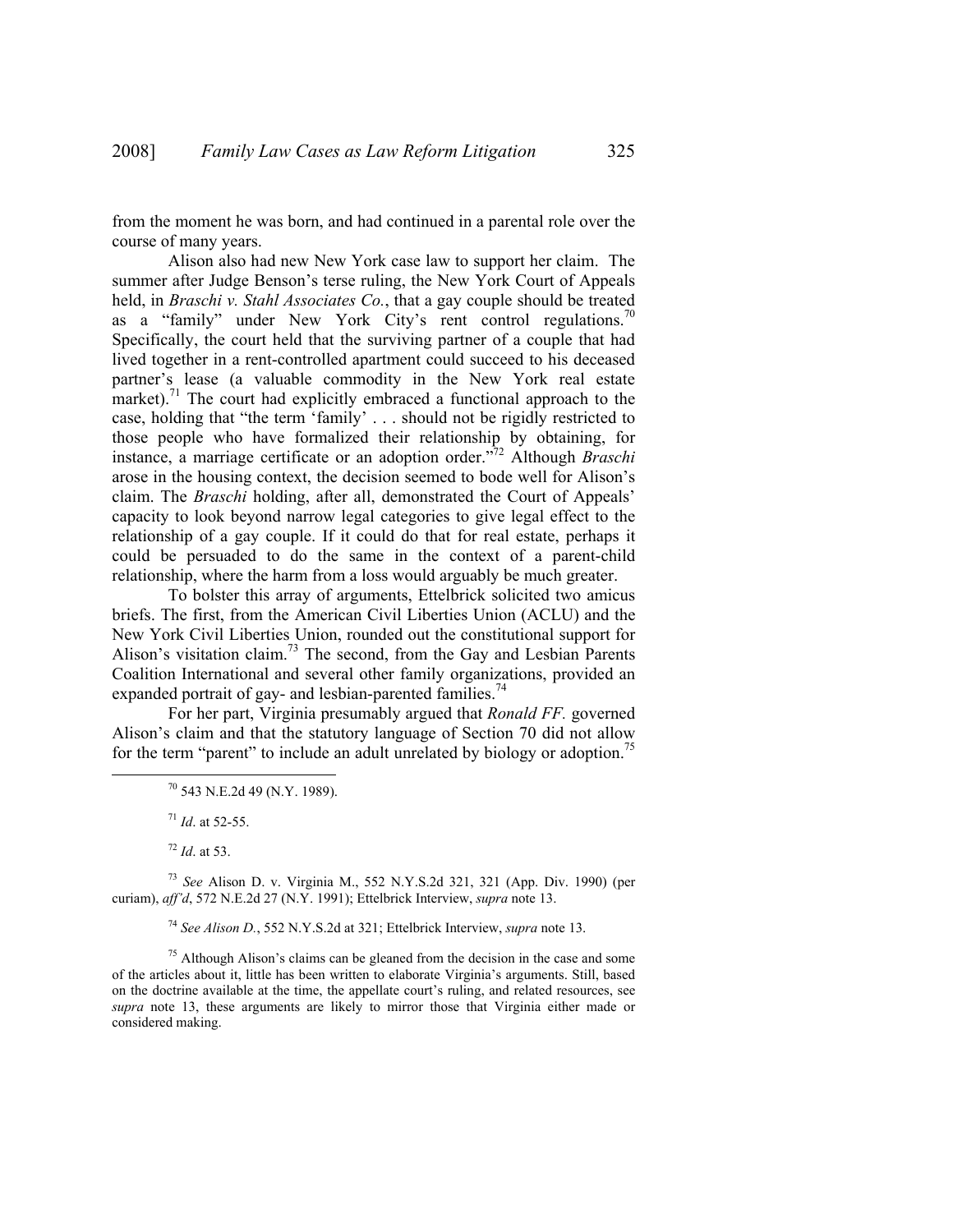from the moment he was born, and had continued in a parental role over the course of many years.

Alison also had new New York case law to support her claim. The summer after Judge Benson's terse ruling, the New York Court of Appeals held, in *Braschi v. Stahl Associates Co.*, that a gay couple should be treated as a "family" under New York City's rent control regulations.[70] Specifically, the court held that the surviving partner of a couple that had lived together in a rent-controlled apartment could succeed to his deceased partner's lease (a valuable commodity in the New York real estate market).[71] The court had explicitly embraced a functional approach to the case, holding that "the term 'family' . . . should not be rigidly restricted to those people who have formalized their relationship by obtaining, for instance, a marriage certificate or an adoption order."[72] Although *Braschi* arose in the housing context, the decision seemed to bode well for Alison's claim. The *Braschi* holding, after all, demonstrated the Court of Appeals' capacity to look beyond narrow legal categories to give legal effect to the relationship of a gay couple. If it could do that for real estate, perhaps it could be persuaded to do the same in the context of a parent-child relationship, where the harm from a loss would arguably be much greater.

To bolster this array of arguments, Ettelbrick solicited two amicus briefs. The first, from the American Civil Liberties Union (ACLU) and the New York Civil Liberties Union, rounded out the constitutional support for Alison's visitation claim.[73] The second, from the Gay and Lesbian Parents Coalition International and several other family organizations, provided an expanded portrait of gay- and lesbian-parented families.[74]

For her part, Virginia presumably argued that *Ronald FF.* governed Alison's claim and that the statutory language of Section 70 did not allow for the term "parent" to include an adult unrelated by biology or adoption.[75]

---

[70] 543 N.E.2d 49 (N.Y. 1989).

[71] *Id*. at 52-55.

[72] *Id*. at 53.

[73] *See* Alison D. v. Virginia M., 552 N.Y.S.2d 321, 321 (App. Div. 1990) (per curiam), *aff'd*, 572 N.E.2d 27 (N.Y. 1991); Ettelbrick Interview, *supra* note 13.

[74] *See Alison D.*, 552 N.Y.S.2d at 321; Ettelbrick Interview, *supra* note 13.

[75] Although Alison's claims can be gleaned from the decision in the case and some of the articles about it, little has been written to elaborate Virginia's arguments. Still, based on the doctrine available at the time, the appellate court's ruling, and related resources, see *supra* note 13, these arguments are likely to mirror those that Virginia either made or considered making.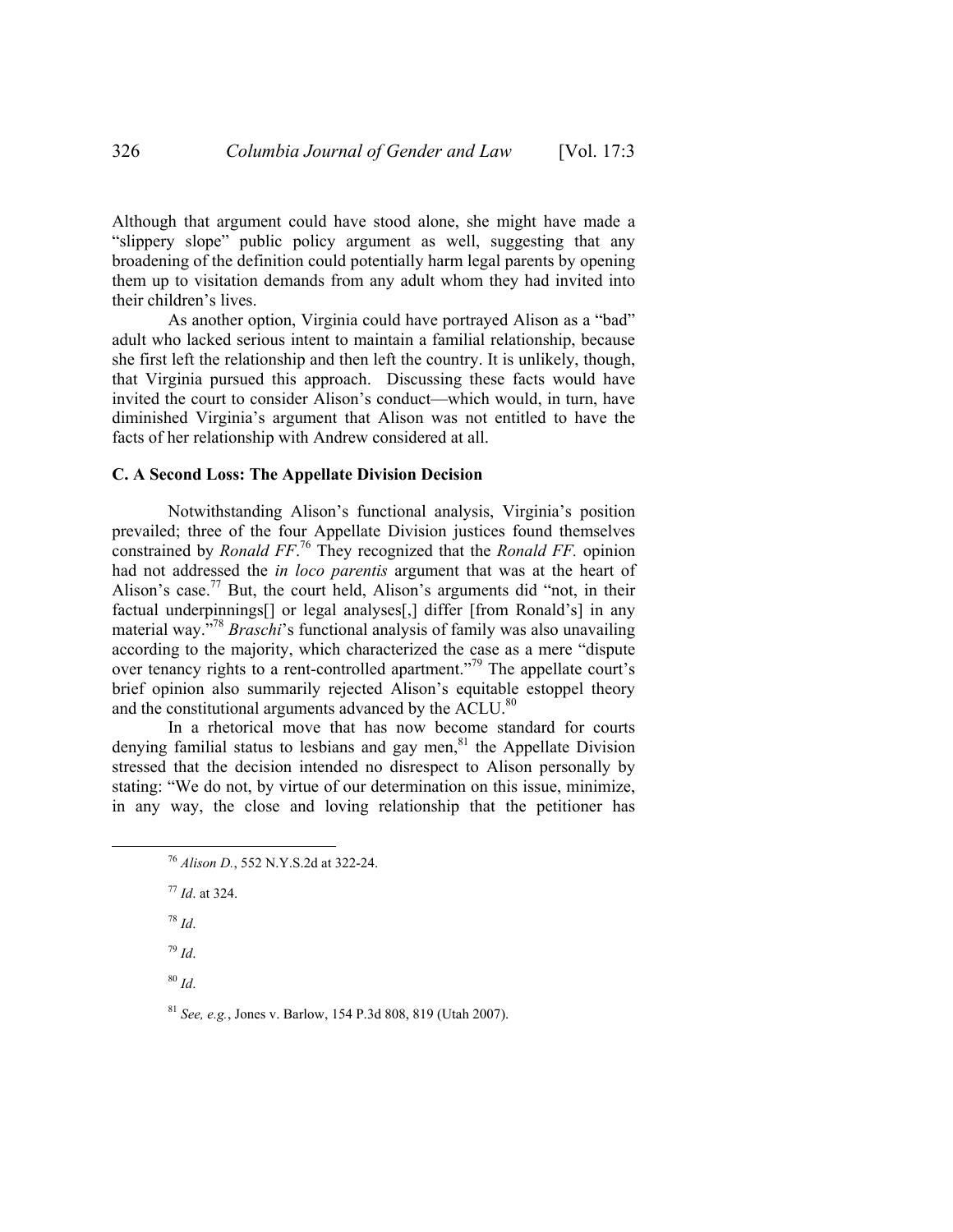Although that argument could have stood alone, she might have made a "slippery slope" public policy argument as well, suggesting that any broadening of the definition could potentially harm legal parents by opening them up to visitation demands from any adult whom they had invited into their children's lives.

As another option, Virginia could have portrayed Alison as a "bad" adult who lacked serious intent to maintain a familial relationship, because she first left the relationship and then left the country. It is unlikely, though, that Virginia pursued this approach. Discussing these facts would have invited the court to consider Alison's conduct—which would, in turn, have diminished Virginia's argument that Alison was not entitled to have the facts of her relationship with Andrew considered at all.

### C. A Second Loss: The Appellate Division Decision

Notwithstanding Alison's functional analysis, Virginia's position prevailed; three of the four Appellate Division justices found themselves constrained by *Ronald FF*.[76] They recognized that the *Ronald FF.* opinion had not addressed the *in loco parentis* argument that was at the heart of Alison's case.[77] But, the court held, Alison's arguments did "not, in their factual underpinnings[] or legal analyses[,] differ [from Ronald's] in any material way."[78] *Braschi*'s functional analysis of family was also unavailing according to the majority, which characterized the case as a mere "dispute over tenancy rights to a rent-controlled apartment."[79] The appellate court's brief opinion also summarily rejected Alison's equitable estoppel theory and the constitutional arguments advanced by the ACLU.[80]

In a rhetorical move that has now become standard for courts denying familial status to lesbians and gay men,[81] the Appellate Division stressed that the decision intended no disrespect to Alison personally by stating: "We do not, by virtue of our determination on this issue, minimize, in any way, the close and loving relationship that the petitioner has

[76] *Alison D.*, 552 N.Y.S.2d at 322-24.

[77] *Id*. at 324.

[78] *Id*.

[79] *Id*.

[80] *Id*.

[81] *See, e.g.*, Jones v. Barlow, 154 P.3d 808, 819 (Utah 2007).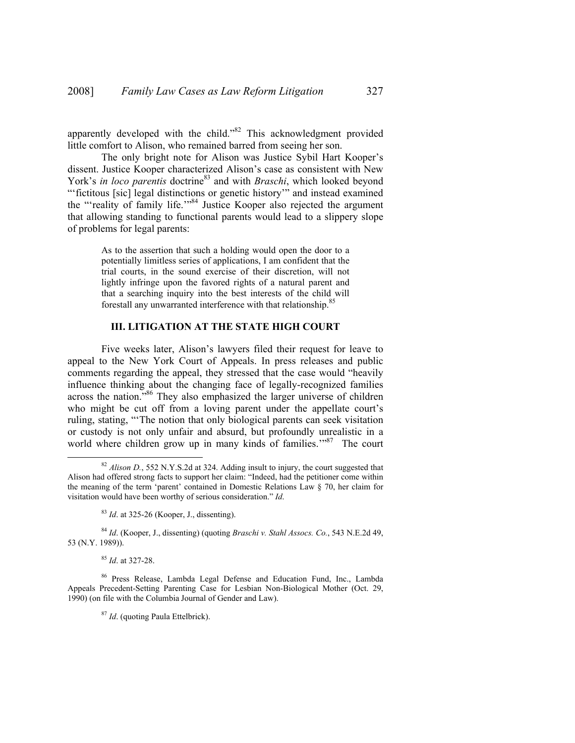apparently developed with the child."[82] This acknowledgment provided little comfort to Alison, who remained barred from seeing her son.

The only bright note for Alison was Justice Sybil Hart Kooper's dissent. Justice Kooper characterized Alison's case as consistent with New York's *in loco parentis* doctrine[83] and with *Braschi*, which looked beyond "'fictitous [sic] legal distinctions or genetic history'" and instead examined the "'reality of family life.'"[84] Justice Kooper also rejected the argument that allowing standing to functional parents would lead to a slippery slope of problems for legal parents:

> As to the assertion that such a holding would open the door to a potentially limitless series of applications, I am confident that the trial courts, in the sound exercise of their discretion, will not lightly infringe upon the favored rights of a natural parent and that a searching inquiry into the best interests of the child will forestall any unwarranted interference with that relationship.[85]

## III. LITIGATION AT THE STATE HIGH COURT

Five weeks later, Alison's lawyers filed their request for leave to appeal to the New York Court of Appeals. In press releases and public comments regarding the appeal, they stressed that the case would "heavily influence thinking about the changing face of legally-recognized families across the nation."[86] They also emphasized the larger universe of children who might be cut off from a loving parent under the appellate court's ruling, stating, "'The notion that only biological parents can seek visitation or custody is not only unfair and absurd, but profoundly unrealistic in a world where children grow up in many kinds of families.'"[87] The court

---

[82] *Alison D.*, 552 N.Y.S.2d at 324. Adding insult to injury, the court suggested that Alison had offered strong facts to support her claim: "Indeed, had the petitioner come within the meaning of the term 'parent' contained in Domestic Relations Law § 70, her claim for visitation would have been worthy of serious consideration." *Id.*

[83] *Id*. at 325-26 (Kooper, J., dissenting).

[84] *Id*. (Kooper, J., dissenting) (quoting *Braschi v. Stahl Assocs. Co.*, 543 N.E.2d 49, 53 (N.Y. 1989)).

[85] *Id*. at 327-28.

[86] Press Release, Lambda Legal Defense and Education Fund, Inc., Lambda Appeals Precedent-Setting Parenting Case for Lesbian Non-Biological Mother (Oct. 29, 1990) (on file with the Columbia Journal of Gender and Law).

[87] *Id*. (quoting Paula Ettelbrick).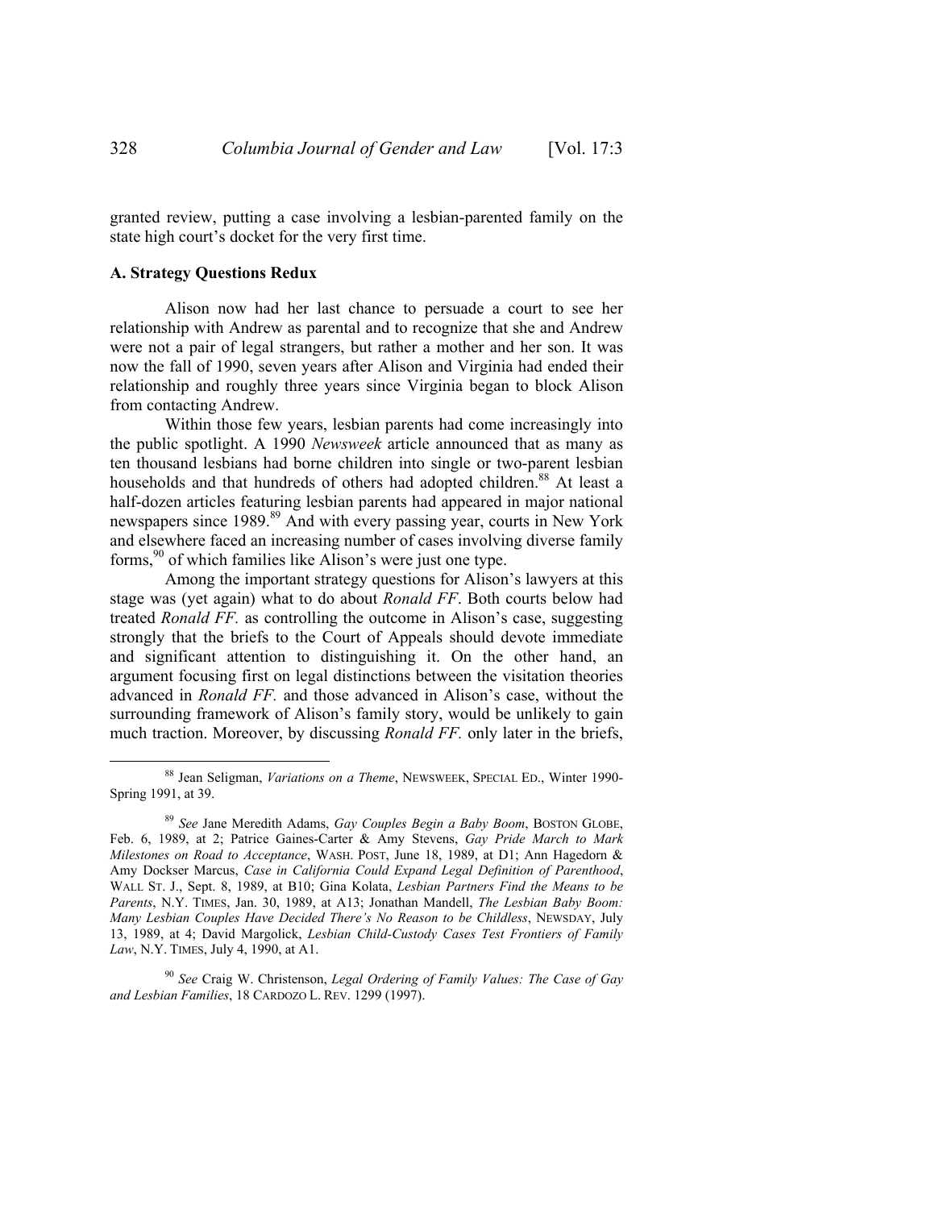granted review, putting a case involving a lesbian-parented family on the state high court's docket for the very first time.

### A. Strategy Questions Redux

Alison now had her last chance to persuade a court to see her relationship with Andrew as parental and to recognize that she and Andrew were not a pair of legal strangers, but rather a mother and her son. It was now the fall of 1990, seven years after Alison and Virginia had ended their relationship and roughly three years since Virginia began to block Alison from contacting Andrew.

Within those few years, lesbian parents had come increasingly into the public spotlight. A 1990 *Newsweek* article announced that as many as ten thousand lesbians had borne children into single or two-parent lesbian households and that hundreds of others had adopted children.[88] At least a half-dozen articles featuring lesbian parents had appeared in major national newspapers since 1989.[89] And with every passing year, courts in New York and elsewhere faced an increasing number of cases involving diverse family forms,[90] of which families like Alison's were just one type.

Among the important strategy questions for Alison's lawyers at this stage was (yet again) what to do about *Ronald FF*. Both courts below had treated *Ronald FF.* as controlling the outcome in Alison's case, suggesting strongly that the briefs to the Court of Appeals should devote immediate and significant attention to distinguishing it. On the other hand, an argument focusing first on legal distinctions between the visitation theories advanced in *Ronald FF.* and those advanced in Alison's case, without the surrounding framework of Alison's family story, would be unlikely to gain much traction. Moreover, by discussing *Ronald FF.* only later in the briefs,

---

[88] Jean Seligman, *Variations on a Theme*, NEWSWEEK, SPECIAL ED., Winter 1990-Spring 1991, at 39.

[89] *See* Jane Meredith Adams, *Gay Couples Begin a Baby Boom*, BOSTON GLOBE, Feb. 6, 1989, at 2; Patrice Gaines-Carter & Amy Stevens, *Gay Pride March to Mark Milestones on Road to Acceptance*, WASH. POST, June 18, 1989, at D1; Ann Hagedorn & Amy Dockser Marcus, *Case in California Could Expand Legal Definition of Parenthood*, WALL ST. J., Sept. 8, 1989, at B10; Gina Kolata, *Lesbian Partners Find the Means to be Parents*, N.Y. TIMES, Jan. 30, 1989, at A13; Jonathan Mandell, *The Lesbian Baby Boom: Many Lesbian Couples Have Decided There's No Reason to be Childless*, NEWSDAY, July 13, 1989, at 4; David Margolick, *Lesbian Child-Custody Cases Test Frontiers of Family Law*, N.Y. TIMES, July 4, 1990, at A1.

[90] *See* Craig W. Christenson, *Legal Ordering of Family Values: The Case of Gay and Lesbian Families*, 18 CARDOZO L. REV. 1299 (1997).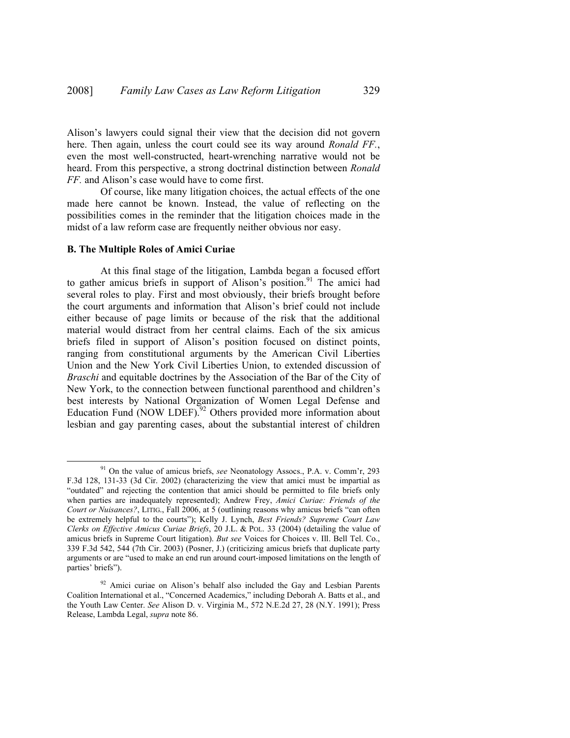Alison's lawyers could signal their view that the decision did not govern here. Then again, unless the court could see its way around *Ronald FF.*, even the most well-constructed, heart-wrenching narrative would not be heard. From this perspective, a strong doctrinal distinction between *Ronald FF.* and Alison's case would have to come first.

Of course, like many litigation choices, the actual effects of the one made here cannot be known. Instead, the value of reflecting on the possibilities comes in the reminder that the litigation choices made in the midst of a law reform case are frequently neither obvious nor easy.

### B. The Multiple Roles of Amici Curiae

At this final stage of the litigation, Lambda began a focused effort to gather amicus briefs in support of Alison's position.[91] The amici had several roles to play. First and most obviously, their briefs brought before the court arguments and information that Alison's brief could not include either because of page limits or because of the risk that the additional material would distract from her central claims. Each of the six amicus briefs filed in support of Alison's position focused on distinct points, ranging from constitutional arguments by the American Civil Liberties Union and the New York Civil Liberties Union, to extended discussion of *Braschi* and equitable doctrines by the Association of the Bar of the City of New York, to the connection between functional parenthood and children's best interests by National Organization of Women Legal Defense and Education Fund (NOW LDEF).[92] Others provided more information about lesbian and gay parenting cases, about the substantial interest of children

---

[91] On the value of amicus briefs, *see* Neonatology Assocs., P.A. v. Comm'r, 293 F.3d 128, 131-33 (3d Cir. 2002) (characterizing the view that amici must be impartial as "outdated" and rejecting the contention that amici should be permitted to file briefs only when parties are inadequately represented); Andrew Frey, *Amici Curiae: Friends of the Court or Nuisances?*, LITIG., Fall 2006, at 5 (outlining reasons why amicus briefs "can often be extremely helpful to the courts"); Kelly J. Lynch, *Best Friends? Supreme Court Law Clerks on Effective Amicus Curiae Briefs*, 20 J.L. & POL. 33 (2004) (detailing the value of amicus briefs in Supreme Court litigation). *But see* Voices for Choices v. Ill. Bell Tel. Co., 339 F.3d 542, 544 (7th Cir. 2003) (Posner, J.) (criticizing amicus briefs that duplicate party arguments or are "used to make an end run around court-imposed limitations on the length of parties' briefs").

[92] Amici curiae on Alison's behalf also included the Gay and Lesbian Parents Coalition International et al., "Concerned Academics," including Deborah A. Batts et al., and the Youth Law Center. *See* Alison D. v. Virginia M., 572 N.E.2d 27, 28 (N.Y. 1991); Press Release, Lambda Legal, *supra* note 86.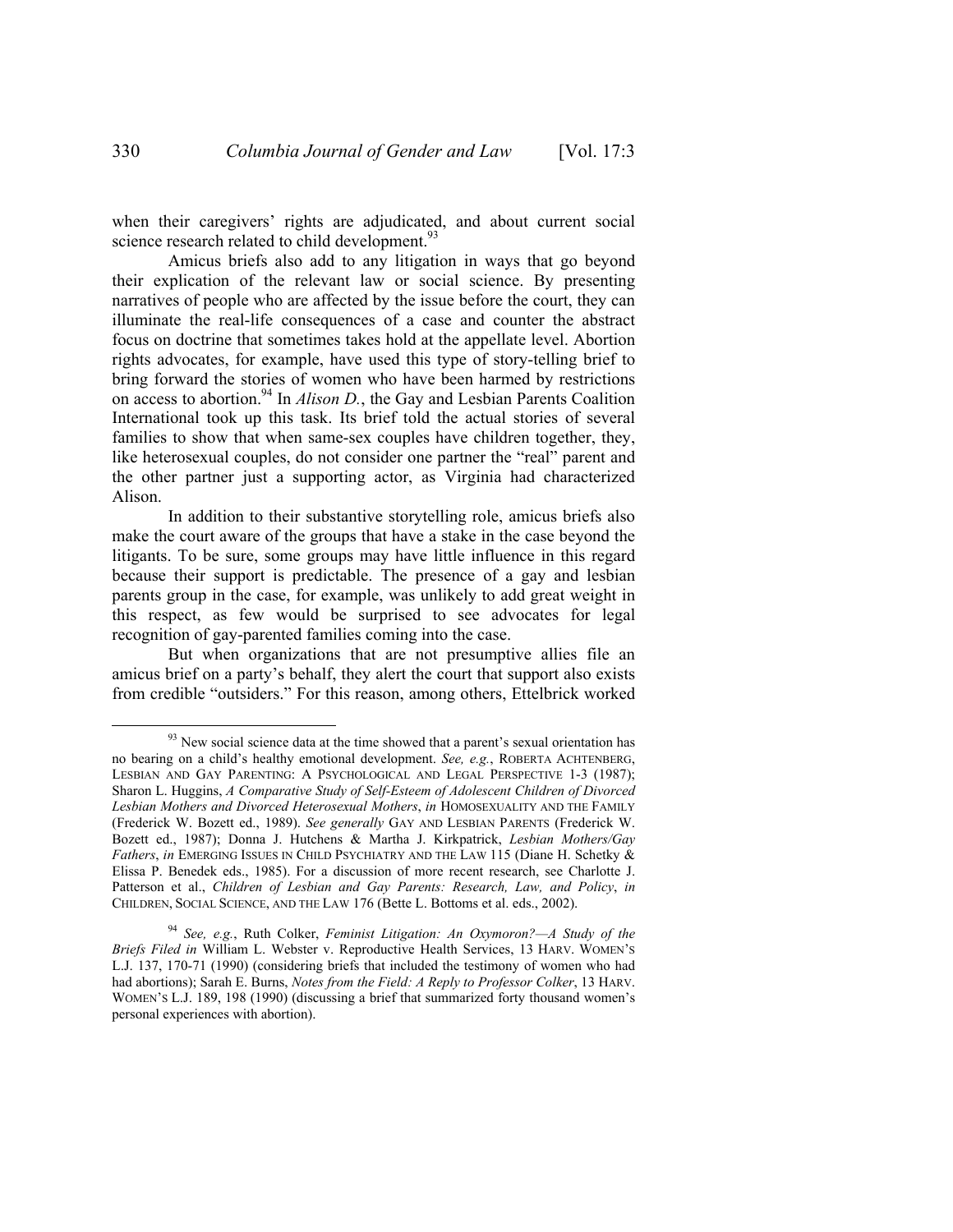when their caregivers' rights are adjudicated, and about current social science research related to child development.[93]

Amicus briefs also add to any litigation in ways that go beyond their explication of the relevant law or social science. By presenting narratives of people who are affected by the issue before the court, they can illuminate the real-life consequences of a case and counter the abstract focus on doctrine that sometimes takes hold at the appellate level. Abortion rights advocates, for example, have used this type of story-telling brief to bring forward the stories of women who have been harmed by restrictions on access to abortion.[94] In *Alison D.*, the Gay and Lesbian Parents Coalition International took up this task. Its brief told the actual stories of several families to show that when same-sex couples have children together, they, like heterosexual couples, do not consider one partner the "real" parent and the other partner just a supporting actor, as Virginia had characterized Alison.

In addition to their substantive storytelling role, amicus briefs also make the court aware of the groups that have a stake in the case beyond the litigants. To be sure, some groups may have little influence in this regard because their support is predictable. The presence of a gay and lesbian parents group in the case, for example, was unlikely to add great weight in this respect, as few would be surprised to see advocates for legal recognition of gay-parented families coming into the case.

But when organizations that are not presumptive allies file an amicus brief on a party's behalf, they alert the court that support also exists from credible "outsiders." For this reason, among others, Ettelbrick worked

---

[93] New social science data at the time showed that a parent's sexual orientation has no bearing on a child's healthy emotional development. *See, e.g.*, ROBERTA ACHTENBERG, LESBIAN AND GAY PARENTING: A PSYCHOLOGICAL AND LEGAL PERSPECTIVE 1-3 (1987); Sharon L. Huggins, *A Comparative Study of Self-Esteem of Adolescent Children of Divorced Lesbian Mothers and Divorced Heterosexual Mothers*, *in* HOMOSEXUALITY AND THE FAMILY (Frederick W. Bozett ed., 1989). *See generally* GAY AND LESBIAN PARENTS (Frederick W. Bozett ed., 1987); Donna J. Hutchens & Martha J. Kirkpatrick, *Lesbian Mothers/Gay Fathers*, *in* EMERGING ISSUES IN CHILD PSYCHIATRY AND THE LAW 115 (Diane H. Schetky & Elissa P. Benedek eds., 1985). For a discussion of more recent research, see Charlotte J. Patterson et al., *Children of Lesbian and Gay Parents: Research, Law, and Policy*, *in* CHILDREN, SOCIAL SCIENCE, AND THE LAW 176 (Bette L. Bottoms et al. eds., 2002).

[94] *See, e.g.*, Ruth Colker, *Feminist Litigation: An Oxymoron?—A Study of the Briefs Filed in* William L. Webster v. Reproductive Health Services, 13 HARV. WOMEN'S L.J. 137, 170-71 (1990) (considering briefs that included the testimony of women who had had abortions); Sarah E. Burns, *Notes from the Field: A Reply to Professor Colker*, 13 HARV. WOMEN'S L.J. 189, 198 (1990) (discussing a brief that summarized forty thousand women's personal experiences with abortion).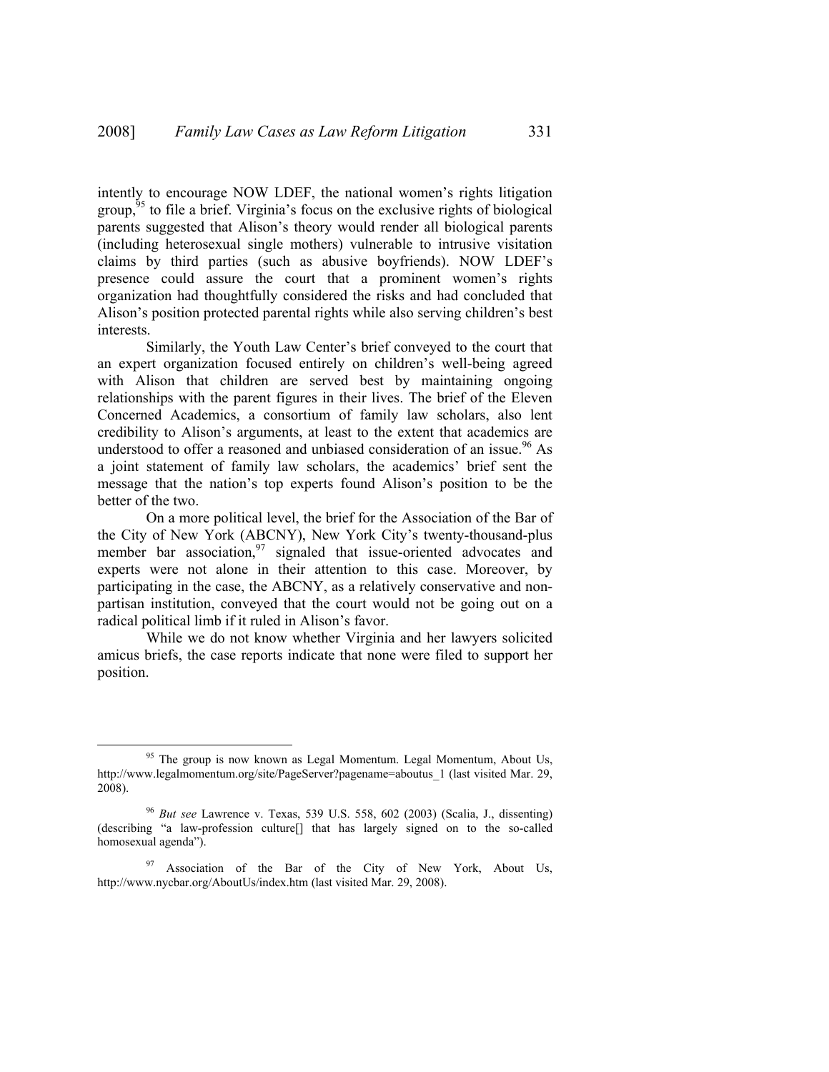intently to encourage NOW LDEF, the national women's rights litigation group,[95] to file a brief. Virginia's focus on the exclusive rights of biological parents suggested that Alison's theory would render all biological parents (including heterosexual single mothers) vulnerable to intrusive visitation claims by third parties (such as abusive boyfriends). NOW LDEF's presence could assure the court that a prominent women's rights organization had thoughtfully considered the risks and had concluded that Alison's position protected parental rights while also serving children's best interests.

Similarly, the Youth Law Center's brief conveyed to the court that an expert organization focused entirely on children's well-being agreed with Alison that children are served best by maintaining ongoing relationships with the parent figures in their lives. The brief of the Eleven Concerned Academics, a consortium of family law scholars, also lent credibility to Alison's arguments, at least to the extent that academics are understood to offer a reasoned and unbiased consideration of an issue.[96] As a joint statement of family law scholars, the academics' brief sent the message that the nation's top experts found Alison's position to be the better of the two.

On a more political level, the brief for the Association of the Bar of the City of New York (ABCNY), New York City's twenty-thousand-plus member bar association,[97] signaled that issue-oriented advocates and experts were not alone in their attention to this case. Moreover, by participating in the case, the ABCNY, as a relatively conservative and non-partisan institution, conveyed that the court would not be going out on a radical political limb if it ruled in Alison's favor.

While we do not know whether Virginia and her lawyers solicited amicus briefs, the case reports indicate that none were filed to support her position.

---

[95] The group is now known as Legal Momentum. Legal Momentum, About Us, http://www.legalmomentum.org/site/PageServer?pagename=aboutus_1 (last visited Mar. 29, 2008).

[96] *But see* Lawrence v. Texas, 539 U.S. 558, 602 (2003) (Scalia, J., dissenting) (describing "a law-profession culture[] that has largely signed on to the so-called homosexual agenda").

[97] Association of the Bar of the City of New York, About Us, http://www.nycbar.org/AboutUs/index.htm (last visited Mar. 29, 2008).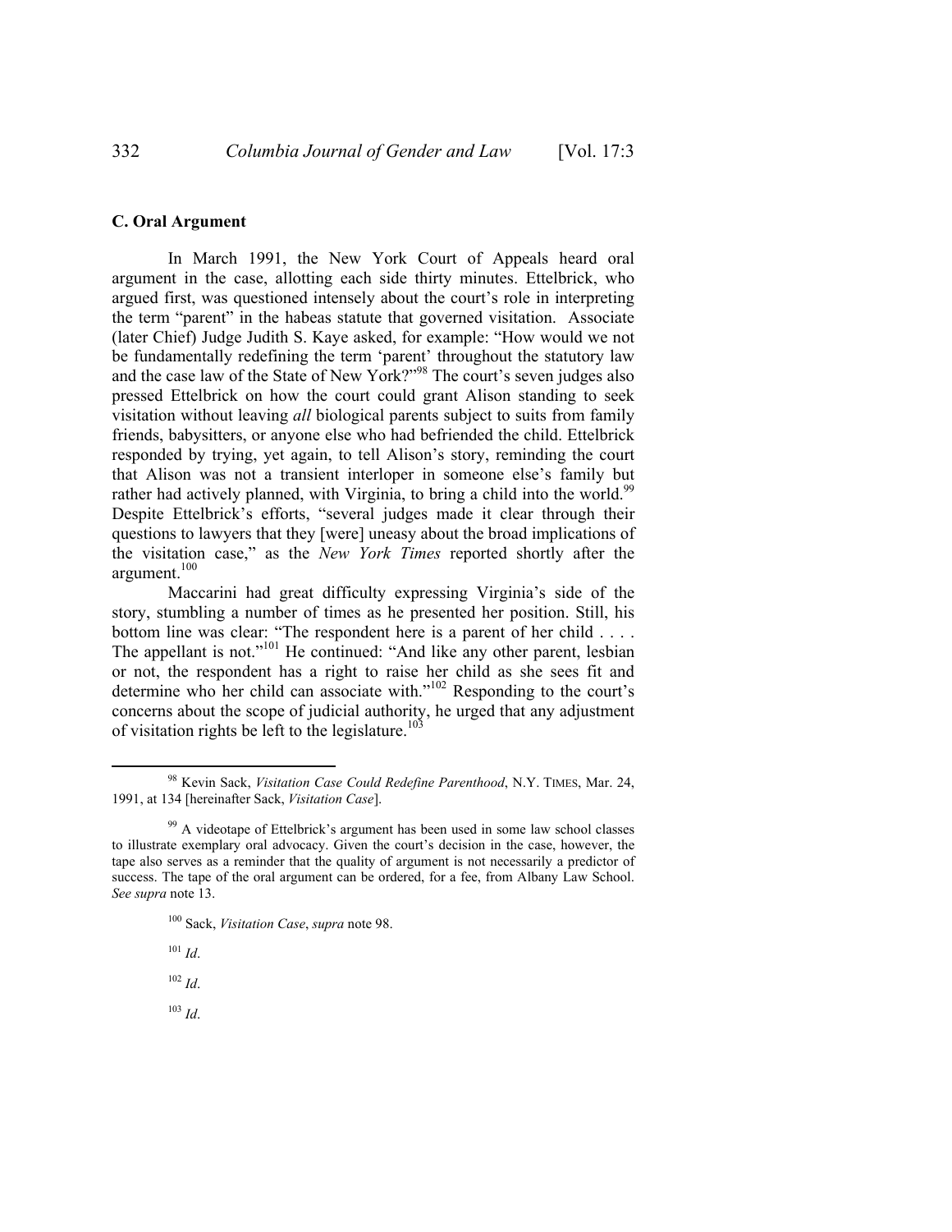### C. Oral Argument

In March 1991, the New York Court of Appeals heard oral argument in the case, allotting each side thirty minutes. Ettelbrick, who argued first, was questioned intensely about the court's role in interpreting the term "parent" in the habeas statute that governed visitation. Associate (later Chief) Judge Judith S. Kaye asked, for example: "How would we not be fundamentally redefining the term 'parent' throughout the statutory law and the case law of the State of New York?"[98] The court's seven judges also pressed Ettelbrick on how the court could grant Alison standing to seek visitation without leaving *all* biological parents subject to suits from family friends, babysitters, or anyone else who had befriended the child. Ettelbrick responded by trying, yet again, to tell Alison's story, reminding the court that Alison was not a transient interloper in someone else's family but rather had actively planned, with Virginia, to bring a child into the world.[99] Despite Ettelbrick's efforts, "several judges made it clear through their questions to lawyers that they [were] uneasy about the broad implications of the visitation case," as the *New York Times* reported shortly after the argument.[100]

Maccarini had great difficulty expressing Virginia's side of the story, stumbling a number of times as he presented her position. Still, his bottom line was clear: "The respondent here is a parent of her child . . . . The appellant is not."[101] He continued: "And like any other parent, lesbian or not, the respondent has a right to raise her child as she sees fit and determine who her child can associate with."[102] Responding to the court's concerns about the scope of judicial authority, he urged that any adjustment of visitation rights be left to the legislature.[103]

---

[98] Kevin Sack, *Visitation Case Could Redefine Parenthood*, N.Y. TIMES, Mar. 24, 1991, at 134 [hereinafter Sack, *Visitation Case*].

[99] A videotape of Ettelbrick's argument has been used in some law school classes to illustrate exemplary oral advocacy. Given the court's decision in the case, however, the tape also serves as a reminder that the quality of argument is not necessarily a predictor of success. The tape of the oral argument can be ordered, for a fee, from Albany Law School. *See supra* note 13.

[100] Sack, *Visitation Case*, *supra* note 98.

[101] *Id*.

[102] *Id*.

[103] *Id*.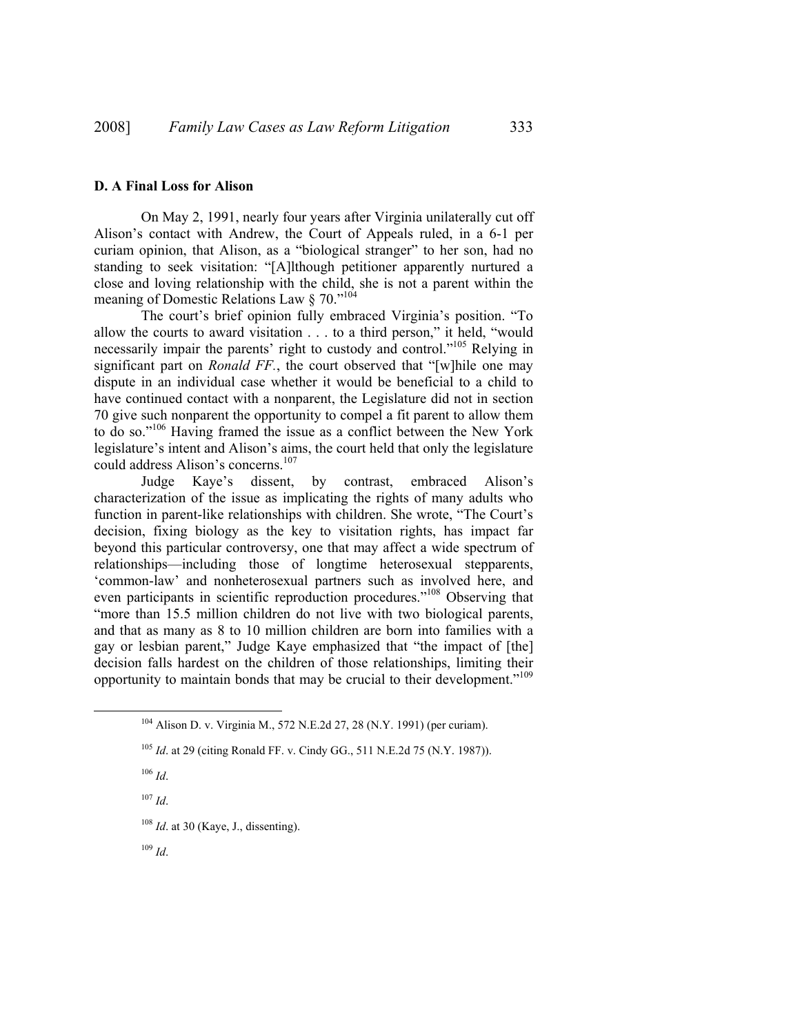### D. A Final Loss for Alison

On May 2, 1991, nearly four years after Virginia unilaterally cut off Alison's contact with Andrew, the Court of Appeals ruled, in a 6-1 per curiam opinion, that Alison, as a "biological stranger" to her son, had no standing to seek visitation: "[A]lthough petitioner apparently nurtured a close and loving relationship with the child, she is not a parent within the meaning of Domestic Relations Law § 70."[104]

The court's brief opinion fully embraced Virginia's position. "To allow the courts to award visitation . . . to a third person," it held, "would necessarily impair the parents' right to custody and control."[105] Relying in significant part on *Ronald FF.*, the court observed that "[w]hile one may dispute in an individual case whether it would be beneficial to a child to have continued contact with a nonparent, the Legislature did not in section 70 give such nonparent the opportunity to compel a fit parent to allow them to do so."[106] Having framed the issue as a conflict between the New York legislature's intent and Alison's aims, the court held that only the legislature could address Alison's concerns.[107]

Judge Kaye's dissent, by contrast, embraced Alison's characterization of the issue as implicating the rights of many adults who function in parent-like relationships with children. She wrote, "The Court's decision, fixing biology as the key to visitation rights, has impact far beyond this particular controversy, one that may affect a wide spectrum of relationships—including those of longtime heterosexual stepparents, 'common-law' and nonheterosexual partners such as involved here, and even participants in scientific reproduction procedures."[108] Observing that "more than 15.5 million children do not live with two biological parents, and that as many as 8 to 10 million children are born into families with a gay or lesbian parent," Judge Kaye emphasized that "the impact of [the] decision falls hardest on the children of those relationships, limiting their opportunity to maintain bonds that may be crucial to their development."[109]

---

[104] Alison D. v. Virginia M., 572 N.E.2d 27, 28 (N.Y. 1991) (per curiam).

[105] *Id*. at 29 (citing Ronald FF. v. Cindy GG., 511 N.E.2d 75 (N.Y. 1987)).

[106] *Id*.

[107] *Id*.

[108] *Id*. at 30 (Kaye, J., dissenting).

[109] *Id*.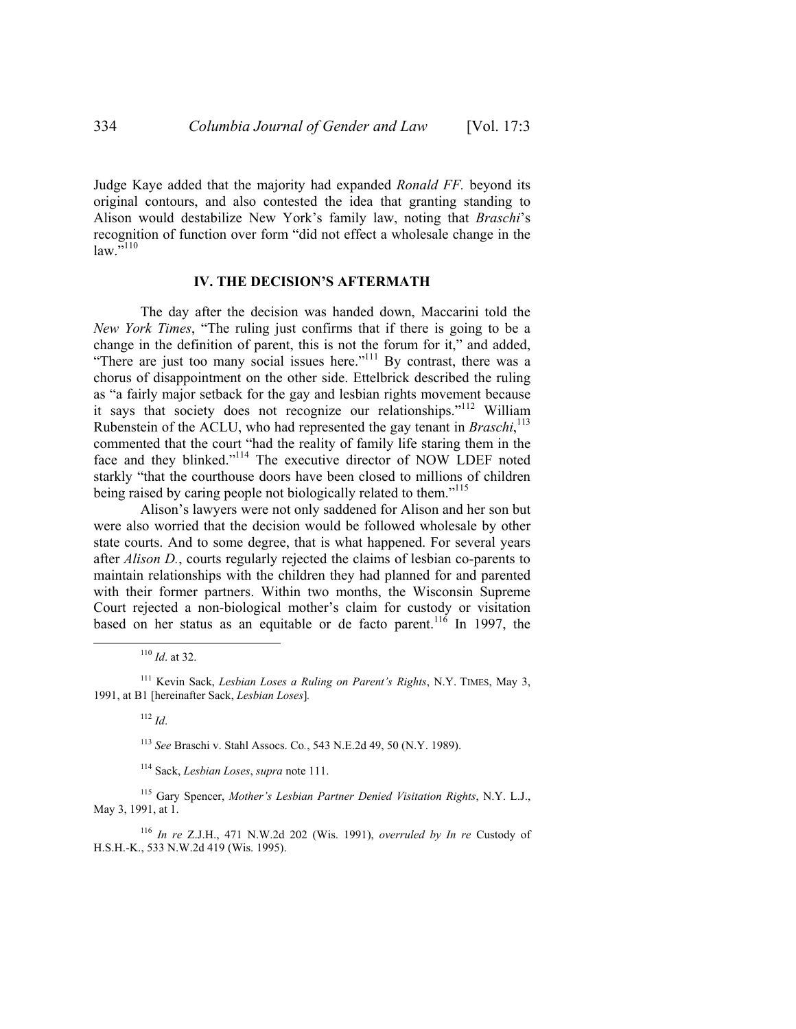Judge Kaye added that the majority had expanded *Ronald FF.* beyond its original contours, and also contested the idea that granting standing to Alison would destabilize New York's family law, noting that *Braschi*'s recognition of function over form "did not effect a wholesale change in the law."[110]

## IV. THE DECISION'S AFTERMATH

The day after the decision was handed down, Maccarini told the *New York Times*, "The ruling just confirms that if there is going to be a change in the definition of parent, this is not the forum for it," and added, "There are just too many social issues here."[111] By contrast, there was a chorus of disappointment on the other side. Ettelbrick described the ruling as "a fairly major setback for the gay and lesbian rights movement because it says that society does not recognize our relationships."[112] William Rubenstein of the ACLU, who had represented the gay tenant in *Braschi*,[113] commented that the court "had the reality of family life staring them in the face and they blinked."[114] The executive director of NOW LDEF noted starkly "that the courthouse doors have been closed to millions of children being raised by caring people not biologically related to them."[115]

Alison's lawyers were not only saddened for Alison and her son but were also worried that the decision would be followed wholesale by other state courts. And to some degree, that is what happened. For several years after *Alison D.*, courts regularly rejected the claims of lesbian co-parents to maintain relationships with the children they had planned for and parented with their former partners. Within two months, the Wisconsin Supreme Court rejected a non-biological mother's claim for custody or visitation based on her status as an equitable or de facto parent.[116] In 1997, the

---

[110] *Id*. at 32.

[111] Kevin Sack, *Lesbian Loses a Ruling on Parent's Rights*, N.Y. TIMES, May 3, 1991, at B1 [hereinafter Sack, *Lesbian Loses*].

[112] *Id*.

[113] *See* Braschi v. Stahl Assocs. Co., 543 N.E.2d 49, 50 (N.Y. 1989).

[114] Sack, *Lesbian Loses*, *supra* note 111.

[115] Gary Spencer, *Mother's Lesbian Partner Denied Visitation Rights*, N.Y. L.J., May 3, 1991, at 1.

[116] *In re* Z.J.H., 471 N.W.2d 202 (Wis. 1991), *overruled by In re* Custody of H.S.H.-K., 533 N.W.2d 419 (Wis. 1995).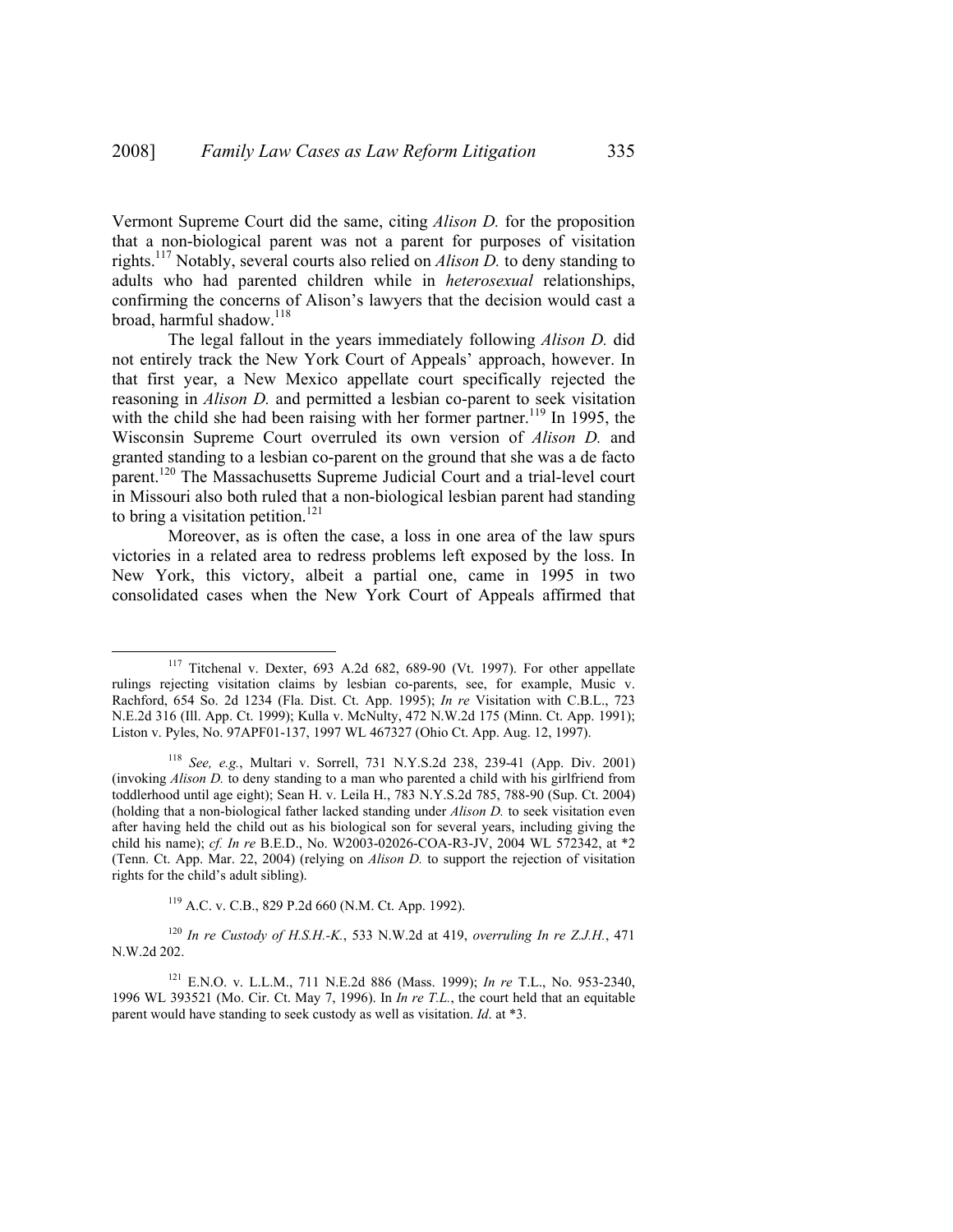Vermont Supreme Court did the same, citing *Alison D.* for the proposition that a non-biological parent was not a parent for purposes of visitation rights.[117] Notably, several courts also relied on *Alison D.* to deny standing to adults who had parented children while in *heterosexual* relationships, confirming the concerns of Alison's lawyers that the decision would cast a broad, harmful shadow.[118]

The legal fallout in the years immediately following *Alison D.* did not entirely track the New York Court of Appeals' approach, however. In that first year, a New Mexico appellate court specifically rejected the reasoning in *Alison D.* and permitted a lesbian co-parent to seek visitation with the child she had been raising with her former partner.[119] In 1995, the Wisconsin Supreme Court overruled its own version of *Alison D.* and granted standing to a lesbian co-parent on the ground that she was a de facto parent.[120] The Massachusetts Supreme Judicial Court and a trial-level court in Missouri also both ruled that a non-biological lesbian parent had standing to bring a visitation petition.[121]

Moreover, as is often the case, a loss in one area of the law spurs victories in a related area to redress problems left exposed by the loss. In New York, this victory, albeit a partial one, came in 1995 in two consolidated cases when the New York Court of Appeals affirmed that

---

[117] Titchenal v. Dexter, 693 A.2d 682, 689-90 (Vt. 1997). For other appellate rulings rejecting visitation claims by lesbian co-parents, see, for example, Music v. Rachford, 654 So. 2d 1234 (Fla. Dist. Ct. App. 1995); *In re* Visitation with C.B.L., 723 N.E.2d 316 (Ill. App. Ct. 1999); Kulla v. McNulty, 472 N.W.2d 175 (Minn. Ct. App. 1991); Liston v. Pyles, No. 97APF01-137, 1997 WL 467327 (Ohio Ct. App. Aug. 12, 1997).

[118] *See, e.g.*, Multari v. Sorrell, 731 N.Y.S.2d 238, 239-41 (App. Div. 2001) (invoking *Alison D.* to deny standing to a man who parented a child with his girlfriend from toddlerhood until age eight); Sean H. v. Leila H., 783 N.Y.S.2d 785, 788-90 (Sup. Ct. 2004) (holding that a non-biological father lacked standing under *Alison D.* to seek visitation even after having held the child out as his biological son for several years, including giving the child his name); *cf. In re* B.E.D., No. W2003-02026-COA-R3-JV, 2004 WL 572342, at *2 (Tenn. Ct. App. Mar. 22, 2004) (relying on *Alison D.* to support the rejection of visitation rights for the child's adult sibling).

[119] A.C. v. C.B., 829 P.2d 660 (N.M. Ct. App. 1992).

[120] *In re Custody of H.S.H.-K.*, 533 N.W.2d at 419, *overruling In re Z.J.H.*, 471 N.W.2d 202.

[121] E.N.O. v. L.L.M., 711 N.E.2d 886 (Mass. 1999); *In re* T.L., No. 953-2340, 1996 WL 393521 (Mo. Cir. Ct. May 7, 1996). In *In re T.L.*, the court held that an equitable parent would have standing to seek custody as well as visitation. *Id*. at *3.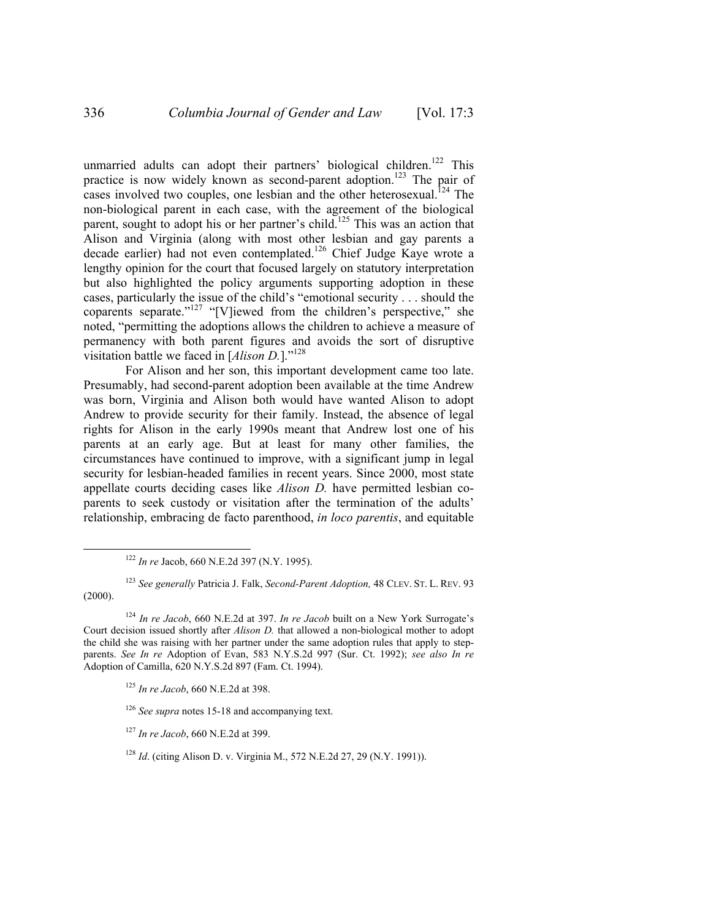unmarried adults can adopt their partners' biological children.[122] This practice is now widely known as second-parent adoption.[123] The pair of cases involved two couples, one lesbian and the other heterosexual.[124] The non-biological parent in each case, with the agreement of the biological parent, sought to adopt his or her partner's child.[125] This was an action that Alison and Virginia (along with most other lesbian and gay parents a decade earlier) had not even contemplated.[126] Chief Judge Kaye wrote a lengthy opinion for the court that focused largely on statutory interpretation but also highlighted the policy arguments supporting adoption in these cases, particularly the issue of the child's "emotional security . . . should the coparents separate."[127] "[V]iewed from the children's perspective," she noted, "permitting the adoptions allows the children to achieve a measure of permanency with both parent figures and avoids the sort of disruptive visitation battle we faced in [*Alison D.*]."[128]

For Alison and her son, this important development came too late. Presumably, had second-parent adoption been available at the time Andrew was born, Virginia and Alison both would have wanted Alison to adopt Andrew to provide security for their family. Instead, the absence of legal rights for Alison in the early 1990s meant that Andrew lost one of his parents at an early age. But at least for many other families, the circumstances have continued to improve, with a significant jump in legal security for lesbian-headed families in recent years. Since 2000, most state appellate courts deciding cases like *Alison D.* have permitted lesbian co-parents to seek custody or visitation after the termination of the adults' relationship, embracing de facto parenthood, *in loco parentis*, and equitable

---

[122] *In re* Jacob, 660 N.E.2d 397 (N.Y. 1995).

[123] *See generally* Patricia J. Falk, *Second-Parent Adoption,* 48 CLEV. ST. L. REV. 93 (2000).

[124] *In re Jacob*, 660 N.E.2d at 397. *In re Jacob* built on a New York Surrogate's Court decision issued shortly after *Alison D.* that allowed a non-biological mother to adopt the child she was raising with her partner under the same adoption rules that apply to step-parents. *See In re* Adoption of Evan, 583 N.Y.S.2d 997 (Sur. Ct. 1992); *see also In re* Adoption of Camilla, 620 N.Y.S.2d 897 (Fam. Ct. 1994).

[125] *In re Jacob*, 660 N.E.2d at 398.

[126] *See supra* notes 15-18 and accompanying text.

[127] *In re Jacob*, 660 N.E.2d at 399.

[128] *Id*. (citing Alison D. v. Virginia M., 572 N.E.2d 27, 29 (N.Y. 1991)).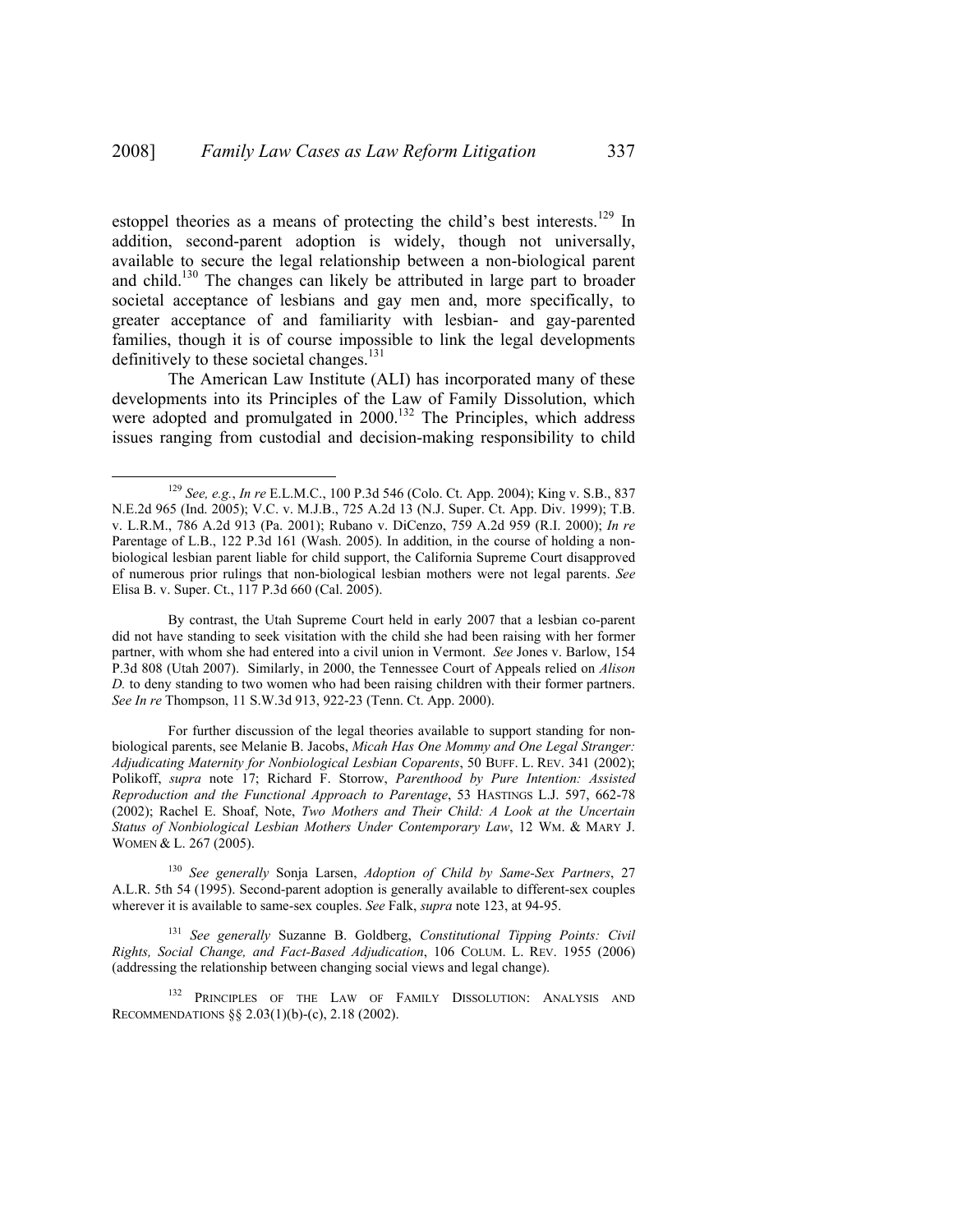estoppel theories as a means of protecting the child's best interests.[129] In addition, second-parent adoption is widely, though not universally, available to secure the legal relationship between a non-biological parent and child.[130] The changes can likely be attributed in large part to broader societal acceptance of lesbians and gay men and, more specifically, to greater acceptance of and familiarity with lesbian- and gay-parented families, though it is of course impossible to link the legal developments definitively to these societal changes.[131]

The American Law Institute (ALI) has incorporated many of these developments into its Principles of the Law of Family Dissolution, which were adopted and promulgated in 2000.[132] The Principles, which address issues ranging from custodial and decision-making responsibility to child

---

[129] *See, e.g.*, *In re* E.L.M.C., 100 P.3d 546 (Colo. Ct. App. 2004); King v. S.B., 837 N.E.2d 965 (Ind. 2005); V.C. v. M.J.B., 725 A.2d 13 (N.J. Super. Ct. App. Div. 1999); T.B. v. L.R.M., 786 A.2d 913 (Pa. 2001); Rubano v. DiCenzo, 759 A.2d 959 (R.I. 2000); *In re* Parentage of L.B., 122 P.3d 161 (Wash. 2005). In addition, in the course of holding a non-biological lesbian parent liable for child support, the California Supreme Court disapproved of numerous prior rulings that non-biological lesbian mothers were not legal parents. *See* Elisa B. v. Super. Ct., 117 P.3d 660 (Cal. 2005).

By contrast, the Utah Supreme Court held in early 2007 that a lesbian co-parent did not have standing to seek visitation with the child she had been raising with her former partner, with whom she had entered into a civil union in Vermont. *See* Jones v. Barlow, 154 P.3d 808 (Utah 2007). Similarly, in 2000, the Tennessee Court of Appeals relied on *Alison D.* to deny standing to two women who had been raising children with their former partners. *See In re* Thompson, 11 S.W.3d 913, 922-23 (Tenn. Ct. App. 2000).

For further discussion of the legal theories available to support standing for non-biological parents, see Melanie B. Jacobs, *Micah Has One Mommy and One Legal Stranger: Adjudicating Maternity for Nonbiological Lesbian Coparents*, 50 BUFF. L. REV. 341 (2002); Polikoff, *supra* note 17; Richard F. Storrow, *Parenthood by Pure Intention: Assisted Reproduction and the Functional Approach to Parentage*, 53 HASTINGS L.J. 597, 662-78 (2002); Rachel E. Shoaf, Note, *Two Mothers and Their Child: A Look at the Uncertain Status of Nonbiological Lesbian Mothers Under Contemporary Law*, 12 WM. & MARY J. WOMEN & L. 267 (2005).

[130] *See generally* Sonja Larsen, *Adoption of Child by Same-Sex Partners*, 27 A.L.R. 5th 54 (1995). Second-parent adoption is generally available to different-sex couples wherever it is available to same-sex couples. *See* Falk, *supra* note 123, at 94-95.

[131] *See generally* Suzanne B. Goldberg, *Constitutional Tipping Points: Civil Rights, Social Change, and Fact-Based Adjudication*, 106 COLUM. L. REV. 1955 (2006) (addressing the relationship between changing social views and legal change).

[132] PRINCIPLES OF THE LAW OF FAMILY DISSOLUTION: ANALYSIS AND RECOMMENDATIONS §§ 2.03(1)(b)-(c), 2.18 (2002).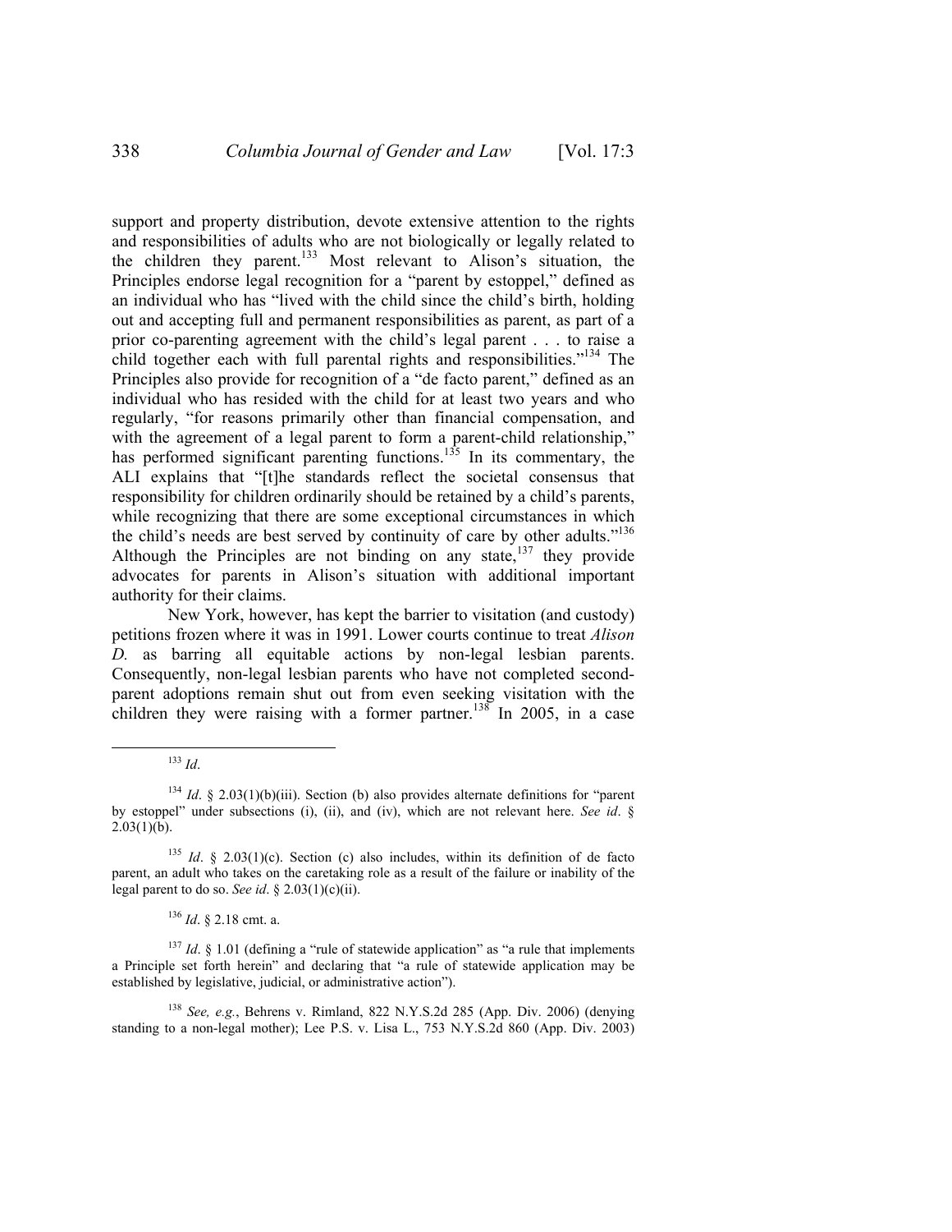support and property distribution, devote extensive attention to the rights and responsibilities of adults who are not biologically or legally related to the children they parent.[133] Most relevant to Alison's situation, the Principles endorse legal recognition for a "parent by estoppel," defined as an individual who has "lived with the child since the child's birth, holding out and accepting full and permanent responsibilities as parent, as part of a prior co-parenting agreement with the child's legal parent . . . to raise a child together each with full parental rights and responsibilities."[134] The Principles also provide for recognition of a "de facto parent," defined as an individual who has resided with the child for at least two years and who regularly, "for reasons primarily other than financial compensation, and with the agreement of a legal parent to form a parent-child relationship," has performed significant parenting functions.[135] In its commentary, the ALI explains that "[t]he standards reflect the societal consensus that responsibility for children ordinarily should be retained by a child's parents, while recognizing that there are some exceptional circumstances in which the child's needs are best served by continuity of care by other adults."[136] Although the Principles are not binding on any state,[137] they provide advocates for parents in Alison's situation with additional important authority for their claims.

New York, however, has kept the barrier to visitation (and custody) petitions frozen where it was in 1991. Lower courts continue to treat *Alison D.* as barring all equitable actions by non-legal lesbian parents. Consequently, non-legal lesbian parents who have not completed second-parent adoptions remain shut out from even seeking visitation with the children they were raising with a former partner.[138] In 2005, in a case

---

[133] *Id*.

[134] *Id*. § 2.03(1)(b)(iii). Section (b) also provides alternate definitions for "parent by estoppel" under subsections (i), (ii), and (iv), which are not relevant here. *See id*. § 2.03(1)(b).

[135] *Id*. § 2.03(1)(c). Section (c) also includes, within its definition of de facto parent, an adult who takes on the caretaking role as a result of the failure or inability of the legal parent to do so. *See id*. § 2.03(1)(c)(ii).

[136] *Id*. § 2.18 cmt. a.

[137] *Id*. § 1.01 (defining a "rule of statewide application" as "a rule that implements a Principle set forth herein" and declaring that "a rule of statewide application may be established by legislative, judicial, or administrative action").

[138] *See, e.g.*, Behrens v. Rimland, 822 N.Y.S.2d 285 (App. Div. 2006) (denying standing to a non-legal mother); Lee P.S. v. Lisa L., 753 N.Y.S.2d 860 (App. Div. 2003)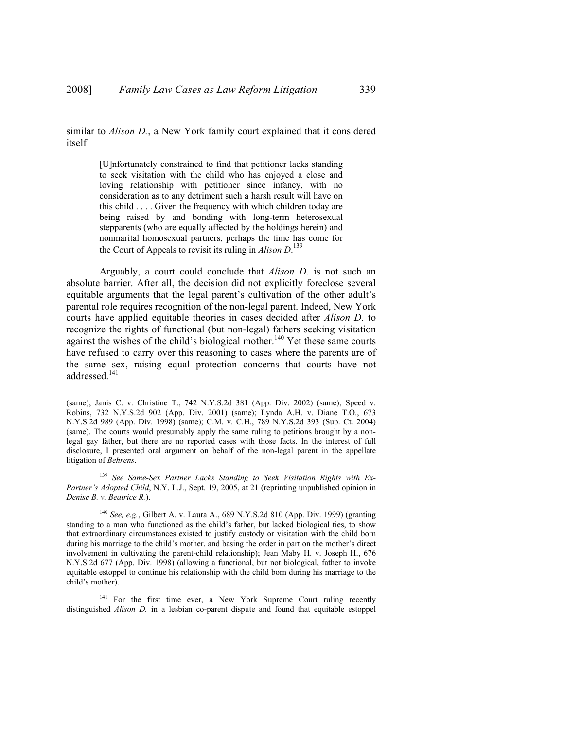similar to *Alison D.*, a New York family court explained that it considered itself

> [U]nfortunately constrained to find that petitioner lacks standing to seek visitation with the child who has enjoyed a close and loving relationship with petitioner since infancy, with no consideration as to any detriment such a harsh result will have on this child . . . . Given the frequency with which children today are being raised by and bonding with long-term heterosexual stepparents (who are equally affected by the holdings herein) and nonmarital homosexual partners, perhaps the time has come for the Court of Appeals to revisit its ruling in *Alison D*.[139]

Arguably, a court could conclude that *Alison D.* is not such an absolute barrier. After all, the decision did not explicitly foreclose several equitable arguments that the legal parent's cultivation of the other adult's parental role requires recognition of the non-legal parent. Indeed, New York courts have applied equitable theories in cases decided after *Alison D.* to recognize the rights of functional (but non-legal) fathers seeking visitation against the wishes of the child's biological mother.[140] Yet these same courts have refused to carry over this reasoning to cases where the parents are of the same sex, raising equal protection concerns that courts have not addressed.[141]

---

(same); Janis C. v. Christine T., 742 N.Y.S.2d 381 (App. Div. 2002) (same); Speed v. Robins, 732 N.Y.S.2d 902 (App. Div. 2001) (same); Lynda A.H. v. Diane T.O., 673 N.Y.S.2d 989 (App. Div. 1998) (same); C.M. v. C.H., 789 N.Y.S.2d 393 (Sup. Ct. 2004) (same). The courts would presumably apply the same ruling to petitions brought by a non-legal gay father, but there are no reported cases with those facts. In the interest of full disclosure, I presented oral argument on behalf of the non-legal parent in the appellate litigation of *Behrens*.

[139] *See Same-Sex Partner Lacks Standing to Seek Visitation Rights with Ex-Partner's Adopted Child*, N.Y. L.J., Sept. 19, 2005, at 21 (reprinting unpublished opinion in *Denise B. v. Beatrice R.*).

[140] *See, e.g.*, Gilbert A. v. Laura A., 689 N.Y.S.2d 810 (App. Div. 1999) (granting standing to a man who functioned as the child's father, but lacked biological ties, to show that extraordinary circumstances existed to justify custody or visitation with the child born during his marriage to the child's mother, and basing the order in part on the mother's direct involvement in cultivating the parent-child relationship); Jean Maby H. v. Joseph H., 676 N.Y.S.2d 677 (App. Div. 1998) (allowing a functional, but not biological, father to invoke equitable estoppel to continue his relationship with the child born during his marriage to the child's mother).

[141] For the first time ever, a New York Supreme Court ruling recently distinguished *Alison D.* in a lesbian co-parent dispute and found that equitable estoppel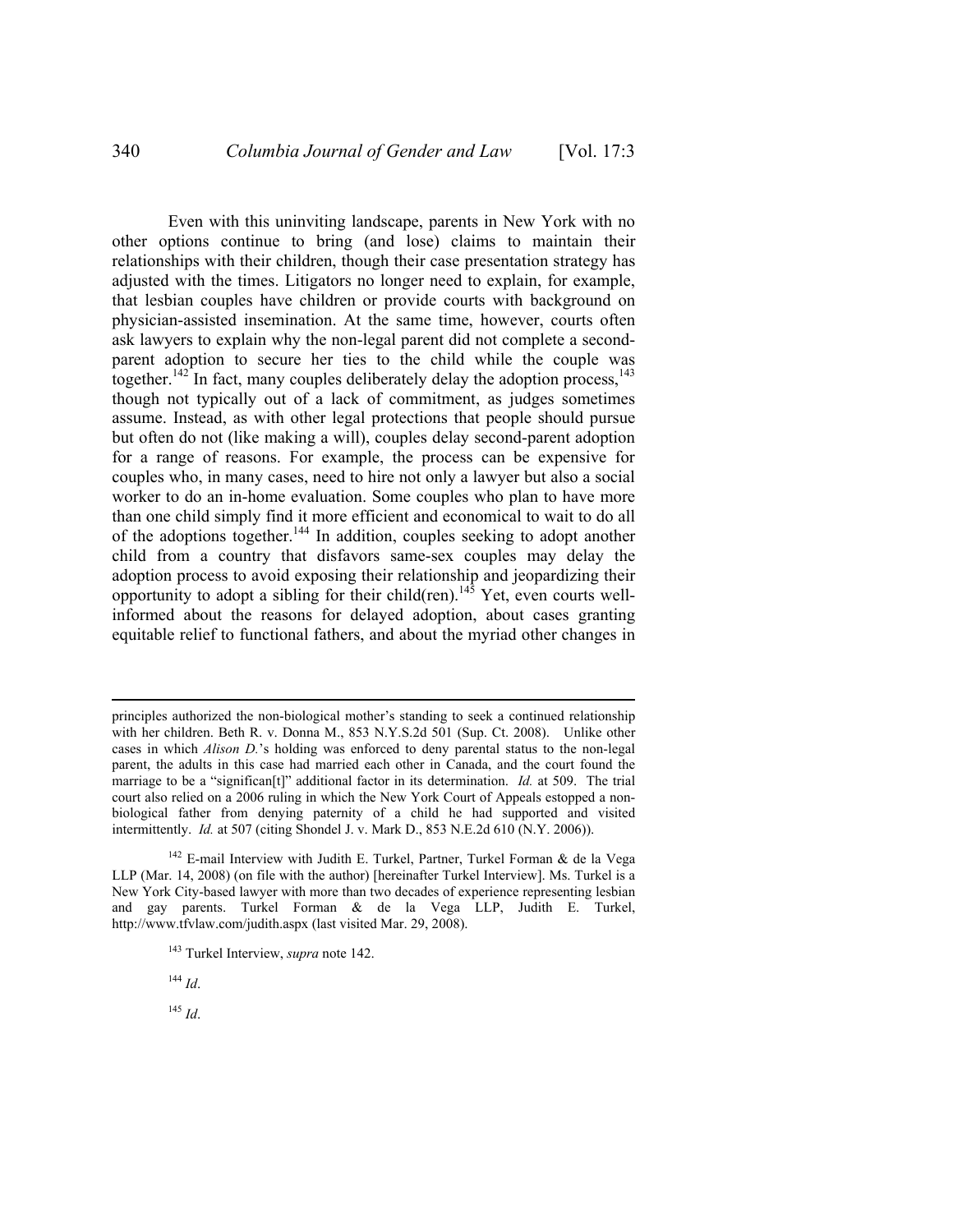Even with this uninviting landscape, parents in New York with no other options continue to bring (and lose) claims to maintain their relationships with their children, though their case presentation strategy has adjusted with the times. Litigators no longer need to explain, for example, that lesbian couples have children or provide courts with background on physician-assisted insemination. At the same time, however, courts often ask lawyers to explain why the non-legal parent did not complete a second-parent adoption to secure her ties to the child while the couple was together.[142] In fact, many couples deliberately delay the adoption process,[143] though not typically out of a lack of commitment, as judges sometimes assume. Instead, as with other legal protections that people should pursue but often do not (like making a will), couples delay second-parent adoption for a range of reasons. For example, the process can be expensive for couples who, in many cases, need to hire not only a lawyer but also a social worker to do an in-home evaluation. Some couples who plan to have more than one child simply find it more efficient and economical to wait to do all of the adoptions together.[144] In addition, couples seeking to adopt another child from a country that disfavors same-sex couples may delay the adoption process to avoid exposing their relationship and jeopardizing their opportunity to adopt a sibling for their child(ren).[145] Yet, even courts well-informed about the reasons for delayed adoption, about cases granting equitable relief to functional fathers, and about the myriad other changes in

---

principles authorized the non-biological mother's standing to seek a continued relationship with her children. Beth R. v. Donna M., 853 N.Y.S.2d 501 (Sup. Ct. 2008). Unlike other cases in which *Alison D.*'s holding was enforced to deny parental status to the non-legal parent, the adults in this case had married each other in Canada, and the court found the marriage to be a "significan[t]" additional factor in its determination. *Id.* at 509. The trial court also relied on a 2006 ruling in which the New York Court of Appeals estopped a non-biological father from denying paternity of a child he had supported and visited intermittently. *Id.* at 507 (citing Shondel J. v. Mark D., 853 N.E.2d 610 (N.Y. 2006)).

[142] E-mail Interview with Judith E. Turkel, Partner, Turkel Forman & de la Vega LLP (Mar. 14, 2008) (on file with the author) [hereinafter Turkel Interview]. Ms. Turkel is a New York City-based lawyer with more than two decades of experience representing lesbian and gay parents. Turkel Forman & de la Vega LLP, Judith E. Turkel, http://www.tfvlaw.com/judith.aspx (last visited Mar. 29, 2008).

[143] Turkel Interview, *supra* note 142.

[144] *Id*.

[145] *Id*.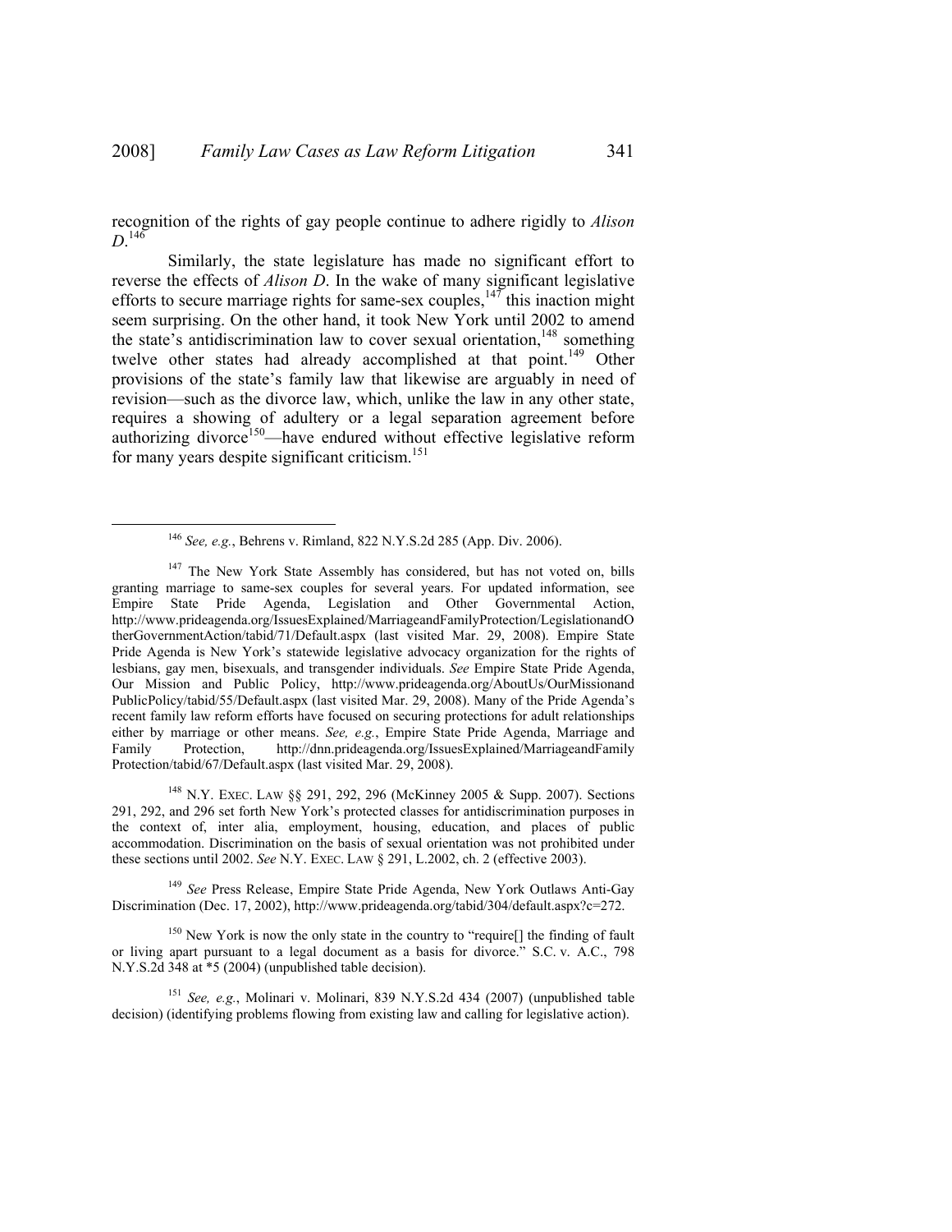recognition of the rights of gay people continue to adhere rigidly to *Alison D*.[146]

Similarly, the state legislature has made no significant effort to reverse the effects of *Alison D*. In the wake of many significant legislative efforts to secure marriage rights for same-sex couples,[147] this inaction might seem surprising. On the other hand, it took New York until 2002 to amend the state's antidiscrimination law to cover sexual orientation,[148] something twelve other states had already accomplished at that point.[149] Other provisions of the state's family law that likewise are arguably in need of revision—such as the divorce law, which, unlike the law in any other state, requires a showing of adultery or a legal separation agreement before authorizing divorce[150]—have endured without effective legislative reform for many years despite significant criticism.[151]

---

[146] *See, e.g.*, Behrens v. Rimland, 822 N.Y.S.2d 285 (App. Div. 2006).

[147] The New York State Assembly has considered, but has not voted on, bills granting marriage to same-sex couples for several years. For updated information, see Empire State Pride Agenda, Legislation and Other Governmental Action, http://www.prideagenda.org/IssuesExplained/MarriageandFamilyProtection/LegislationandOtherGovernmentAction/tabid/71/Default.aspx (last visited Mar. 29, 2008). Empire State Pride Agenda is New York's statewide legislative advocacy organization for the rights of lesbians, gay men, bisexuals, and transgender individuals. *See* Empire State Pride Agenda, Our Mission and Public Policy, http://www.prideagenda.org/AboutUs/OurMissionandPublicPolicy/tabid/55/Default.aspx (last visited Mar. 29, 2008). Many of the Pride Agenda's recent family law reform efforts have focused on securing protections for adult relationships either by marriage or other means. *See, e.g.*, Empire State Pride Agenda, Marriage and Family Protection, http://dnn.prideagenda.org/IssuesExplained/MarriageandFamilyProtection/tabid/67/Default.aspx (last visited Mar. 29, 2008).

[148] N.Y. EXEC. LAW §§ 291, 292, 296 (McKinney 2005 & Supp. 2007). Sections 291, 292, and 296 set forth New York's protected classes for antidiscrimination purposes in the context of, inter alia, employment, housing, education, and places of public accommodation. Discrimination on the basis of sexual orientation was not prohibited under these sections until 2002. *See* N.Y. EXEC. LAW § 291, L.2002, ch. 2 (effective 2003).

[149] *See* Press Release, Empire State Pride Agenda, New York Outlaws Anti-Gay Discrimination (Dec. 17, 2002), http://www.prideagenda.org/tabid/304/default.aspx?c=272.

[150] New York is now the only state in the country to "require[] the finding of fault or living apart pursuant to a legal document as a basis for divorce." S.C. v. A.C., 798 N.Y.S.2d 348 at *5 (2004) (unpublished table decision).

[151] *See, e.g.*, Molinari v. Molinari, 839 N.Y.S.2d 434 (2007) (unpublished table decision) (identifying problems flowing from existing law and calling for legislative action).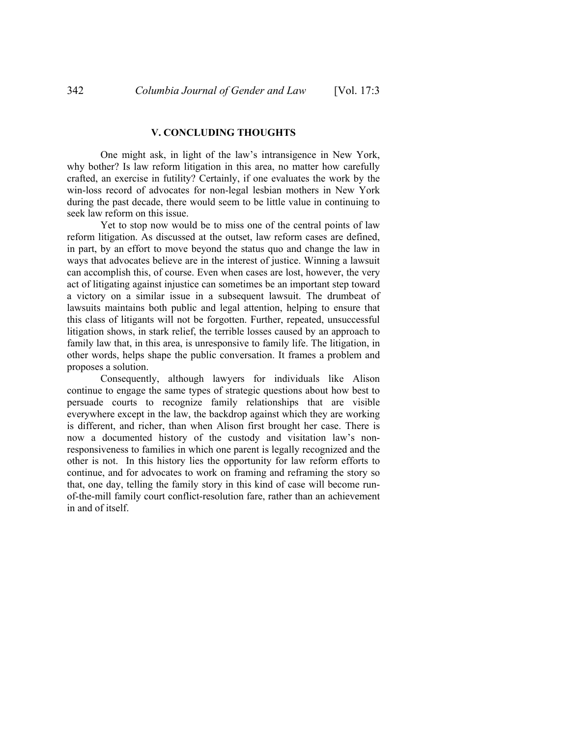## V. CONCLUDING THOUGHTS

One might ask, in light of the law's intransigence in New York, why bother? Is law reform litigation in this area, no matter how carefully crafted, an exercise in futility? Certainly, if one evaluates the work by the win-loss record of advocates for non-legal lesbian mothers in New York during the past decade, there would seem to be little value in continuing to seek law reform on this issue.

Yet to stop now would be to miss one of the central points of law reform litigation. As discussed at the outset, law reform cases are defined, in part, by an effort to move beyond the status quo and change the law in ways that advocates believe are in the interest of justice. Winning a lawsuit can accomplish this, of course. Even when cases are lost, however, the very act of litigating against injustice can sometimes be an important step toward a victory on a similar issue in a subsequent lawsuit. The drumbeat of lawsuits maintains both public and legal attention, helping to ensure that this class of litigants will not be forgotten. Further, repeated, unsuccessful litigation shows, in stark relief, the terrible losses caused by an approach to family law that, in this area, is unresponsive to family life. The litigation, in other words, helps shape the public conversation. It frames a problem and proposes a solution.

Consequently, although lawyers for individuals like Alison continue to engage the same types of strategic questions about how best to persuade courts to recognize family relationships that are visible everywhere except in the law, the backdrop against which they are working is different, and richer, than when Alison first brought her case. There is now a documented history of the custody and visitation law's non-responsiveness to families in which one parent is legally recognized and the other is not. In this history lies the opportunity for law reform efforts to continue, and for advocates to work on framing and reframing the story so that, one day, telling the family story in this kind of case will become run-of-the-mill family court conflict-resolution fare, rather than an achievement in and of itself.